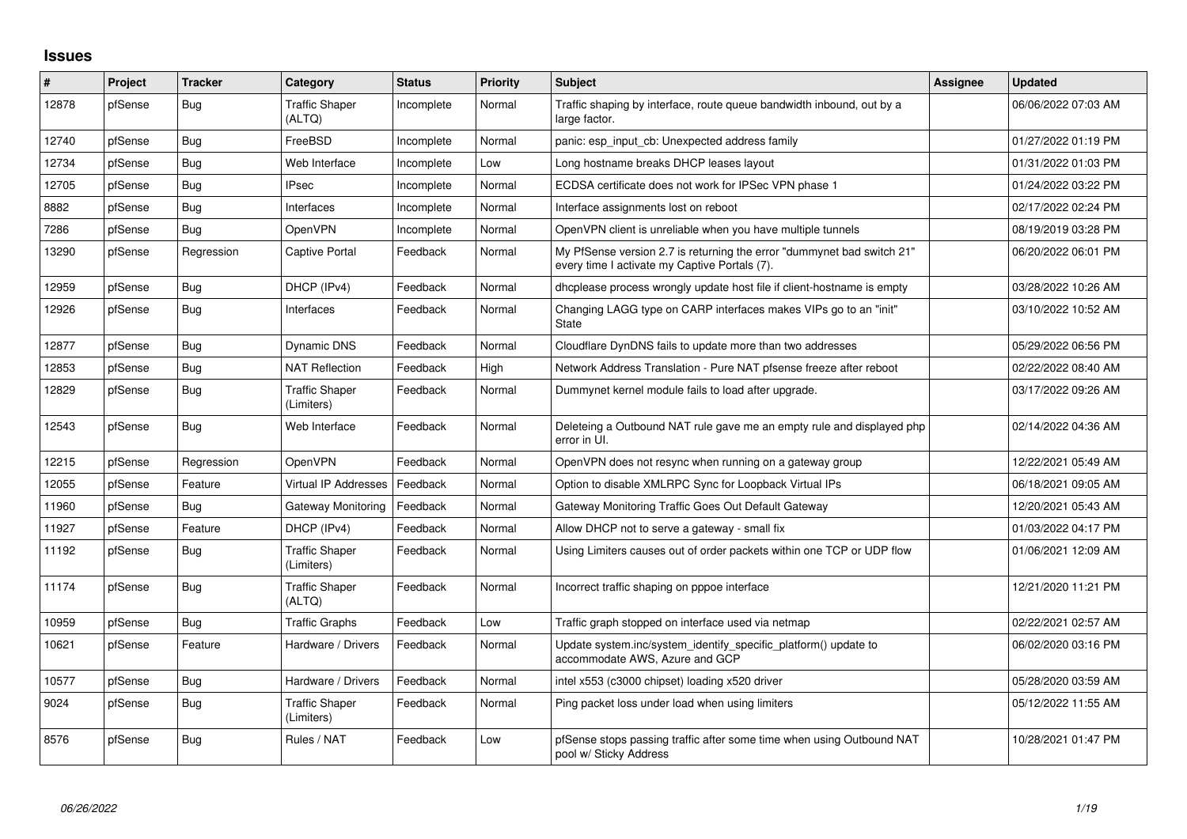# Issues

| # | Project | Tracker | Category | Status | Priority | Subject | Assignee | Updated |
|---|---|---|---|---|---|---|---|---|
| 12878 | pfSense | Bug | Traffic Shaper (ALTQ) | Incomplete | Normal | Traffic shaping by interface, route queue bandwidth inbound, out by a large factor. | | 06/06/2022 07:03 AM |
| 12740 | pfSense | Bug | FreeBSD | Incomplete | Normal | panic: esp_input_cb: Unexpected address family | | 01/27/2022 01:19 PM |
| 12734 | pfSense | Bug | Web Interface | Incomplete | Low | Long hostname breaks DHCP leases layout | | 01/31/2022 01:03 PM |
| 12705 | pfSense | Bug | IPsec | Incomplete | Normal | ECDSA certificate does not work for IPSec VPN phase 1 | | 01/24/2022 03:22 PM |
| 8882 | pfSense | Bug | Interfaces | Incomplete | Normal | Interface assignments lost on reboot | | 02/17/2022 02:24 PM |
| 7286 | pfSense | Bug | OpenVPN | Incomplete | Normal | OpenVPN client is unreliable when you have multiple tunnels | | 08/19/2019 03:28 PM |
| 13290 | pfSense | Regression | Captive Portal | Feedback | Normal | My PfSense version 2.7 is returning the error "dummynet bad switch 21" every time I activate my Captive Portals (7). | | 06/20/2022 06:01 PM |
| 12959 | pfSense | Bug | DHCP (IPv4) | Feedback | Normal | dhcplease process wrongly update host file if client-hostname is empty | | 03/28/2022 10:26 AM |
| 12926 | pfSense | Bug | Interfaces | Feedback | Normal | Changing LAGG type on CARP interfaces makes VIPs go to an "init" State | | 03/10/2022 10:52 AM |
| 12877 | pfSense | Bug | Dynamic DNS | Feedback | Normal | Cloudflare DynDNS fails to update more than two addresses | | 05/29/2022 06:56 PM |
| 12853 | pfSense | Bug | NAT Reflection | Feedback | High | Network Address Translation - Pure NAT pfsense freeze after reboot | | 02/22/2022 08:40 AM |
| 12829 | pfSense | Bug | Traffic Shaper (Limiters) | Feedback | Normal | Dummynet kernel module fails to load after upgrade. | | 03/17/2022 09:26 AM |
| 12543 | pfSense | Bug | Web Interface | Feedback | Normal | Deleteing a Outbound NAT rule gave me an empty rule and displayed php error in UI. | | 02/14/2022 04:36 AM |
| 12215 | pfSense | Regression | OpenVPN | Feedback | Normal | OpenVPN does not resync when running on a gateway group | | 12/22/2021 05:49 AM |
| 12055 | pfSense | Feature | Virtual IP Addresses | Feedback | Normal | Option to disable XMLRPC Sync for Loopback Virtual IPs | | 06/18/2021 09:05 AM |
| 11960 | pfSense | Bug | Gateway Monitoring | Feedback | Normal | Gateway Monitoring Traffic Goes Out Default Gateway | | 12/20/2021 05:43 AM |
| 11927 | pfSense | Feature | DHCP (IPv4) | Feedback | Normal | Allow DHCP not to serve a gateway - small fix | | 01/03/2022 04:17 PM |
| 11192 | pfSense | Bug | Traffic Shaper (Limiters) | Feedback | Normal | Using Limiters causes out of order packets within one TCP or UDP flow | | 01/06/2021 12:09 AM |
| 11174 | pfSense | Bug | Traffic Shaper (ALTQ) | Feedback | Normal | Incorrect traffic shaping on pppoe interface | | 12/21/2020 11:21 PM |
| 10959 | pfSense | Bug | Traffic Graphs | Feedback | Low | Traffic graph stopped on interface used via netmap | | 02/22/2021 02:57 AM |
| 10621 | pfSense | Feature | Hardware / Drivers | Feedback | Normal | Update system.inc/system_identify_specific_platform() update to accommodate AWS, Azure and GCP | | 06/02/2020 03:16 PM |
| 10577 | pfSense | Bug | Hardware / Drivers | Feedback | Normal | intel x553 (c3000 chipset) loading x520 driver | | 05/28/2020 03:59 AM |
| 9024 | pfSense | Bug | Traffic Shaper (Limiters) | Feedback | Normal | Ping packet loss under load when using limiters | | 05/12/2022 11:55 AM |
| 8576 | pfSense | Bug | Rules / NAT | Feedback | Low | pfSense stops passing traffic after some time when using Outbound NAT pool w/ Sticky Address | | 10/28/2021 01:47 PM |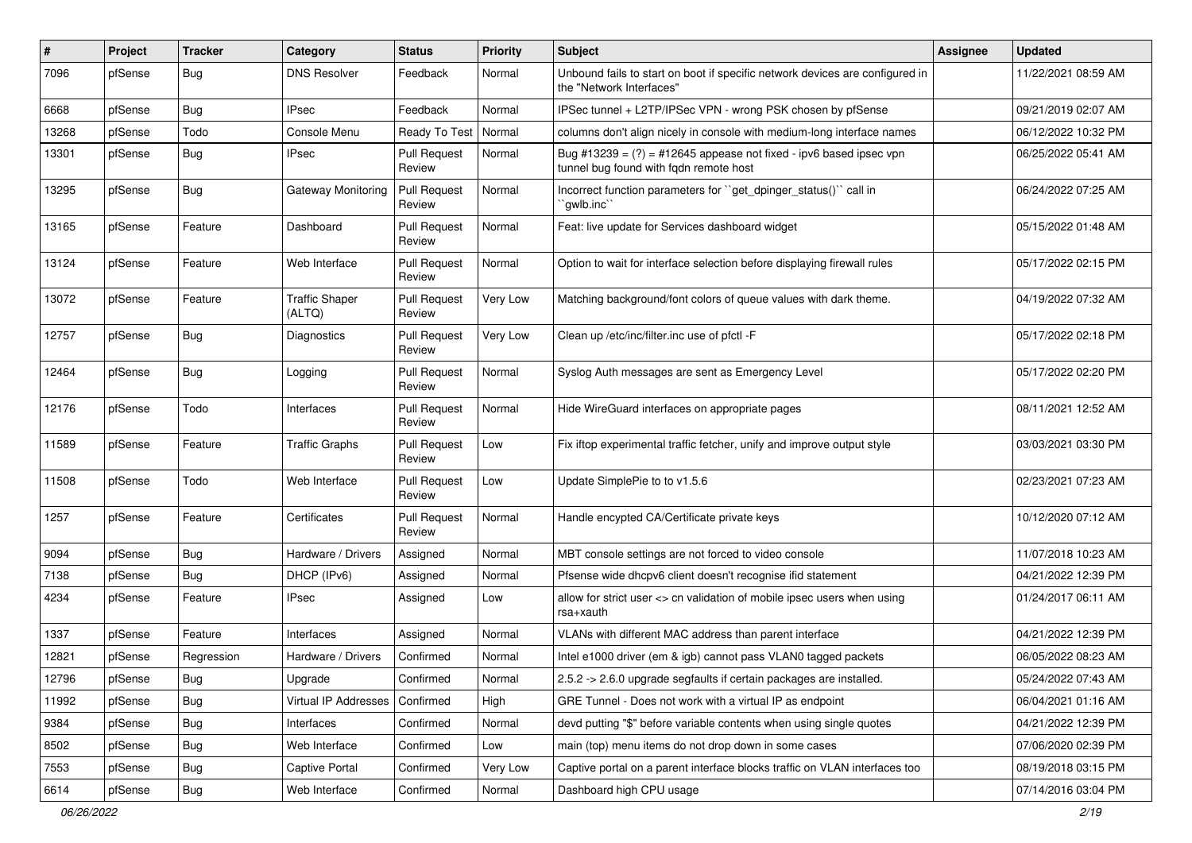| # | Project | Tracker | Category | Status | Priority | Subject | Assignee | Updated |
|---|---|---|---|---|---|---|---|---|
| 7096 | pfSense | Bug | DNS Resolver | Feedback | Normal | Unbound fails to start on boot if specific network devices are configured in the "Network Interfaces" | | 11/22/2021 08:59 AM |
| 6668 | pfSense | Bug | IPsec | Feedback | Normal | IPSec tunnel + L2TP/IPSec VPN - wrong PSK chosen by pfSense | | 09/21/2019 02:07 AM |
| 13268 | pfSense | Todo | Console Menu | Ready To Test | Normal | columns don't align nicely in console with medium-long interface names | | 06/12/2022 10:32 PM |
| 13301 | pfSense | Bug | IPsec | Pull Request Review | Normal | Bug #13239 = (?) = #12645 appease not fixed - ipv6 based ipsec vpn tunnel bug found with fqdn remote host | | 06/25/2022 05:41 AM |
| 13295 | pfSense | Bug | Gateway Monitoring | Pull Request Review | Normal | Incorrect function parameters for ``get_dpinger_status()`` call in ``gwlb.inc`` | | 06/24/2022 07:25 AM |
| 13165 | pfSense | Feature | Dashboard | Pull Request Review | Normal | Feat: live update for Services dashboard widget | | 05/15/2022 01:48 AM |
| 13124 | pfSense | Feature | Web Interface | Pull Request Review | Normal | Option to wait for interface selection before displaying firewall rules | | 05/17/2022 02:15 PM |
| 13072 | pfSense | Feature | Traffic Shaper (ALTQ) | Pull Request Review | Very Low | Matching background/font colors of queue values with dark theme. | | 04/19/2022 07:32 AM |
| 12757 | pfSense | Bug | Diagnostics | Pull Request Review | Very Low | Clean up /etc/inc/filter.inc use of pfctl -F | | 05/17/2022 02:18 PM |
| 12464 | pfSense | Bug | Logging | Pull Request Review | Normal | Syslog Auth messages are sent as Emergency Level | | 05/17/2022 02:20 PM |
| 12176 | pfSense | Todo | Interfaces | Pull Request Review | Normal | Hide WireGuard interfaces on appropriate pages | | 08/11/2021 12:52 AM |
| 11589 | pfSense | Feature | Traffic Graphs | Pull Request Review | Low | Fix iftop experimental traffic fetcher, unify and improve output style | | 03/03/2021 03:30 PM |
| 11508 | pfSense | Todo | Web Interface | Pull Request Review | Low | Update SimplePie to to v1.5.6 | | 02/23/2021 07:23 AM |
| 1257 | pfSense | Feature | Certificates | Pull Request Review | Normal | Handle encypted CA/Certificate private keys | | 10/12/2020 07:12 AM |
| 9094 | pfSense | Bug | Hardware / Drivers | Assigned | Normal | MBT console settings are not forced to video console | | 11/07/2018 10:23 AM |
| 7138 | pfSense | Bug | DHCP (IPv6) | Assigned | Normal | Pfsense wide dhcpv6 client doesn't recognise ifid statement | | 04/21/2022 12:39 PM |
| 4234 | pfSense | Feature | IPsec | Assigned | Low | allow for strict user <> cn validation of mobile ipsec users when using rsa+xauth | | 01/24/2017 06:11 AM |
| 1337 | pfSense | Feature | Interfaces | Assigned | Normal | VLANs with different MAC address than parent interface | | 04/21/2022 12:39 PM |
| 12821 | pfSense | Regression | Hardware / Drivers | Confirmed | Normal | Intel e1000 driver (em & igb) cannot pass VLAN0 tagged packets | | 06/05/2022 08:23 AM |
| 12796 | pfSense | Bug | Upgrade | Confirmed | Normal | 2.5.2 -> 2.6.0 upgrade segfaults if certain packages are installed. | | 05/24/2022 07:43 AM |
| 11992 | pfSense | Bug | Virtual IP Addresses | Confirmed | High | GRE Tunnel - Does not work with a virtual IP as endpoint | | 06/04/2021 01:16 AM |
| 9384 | pfSense | Bug | Interfaces | Confirmed | Normal | devd putting "$" before variable contents when using single quotes | | 04/21/2022 12:39 PM |
| 8502 | pfSense | Bug | Web Interface | Confirmed | Low | main (top) menu items do not drop down in some cases | | 07/06/2020 02:39 PM |
| 7553 | pfSense | Bug | Captive Portal | Confirmed | Very Low | Captive portal on a parent interface blocks traffic on VLAN interfaces too | | 08/19/2018 03:15 PM |
| 6614 | pfSense | Bug | Web Interface | Confirmed | Normal | Dashboard high CPU usage | | 07/14/2016 03:04 PM |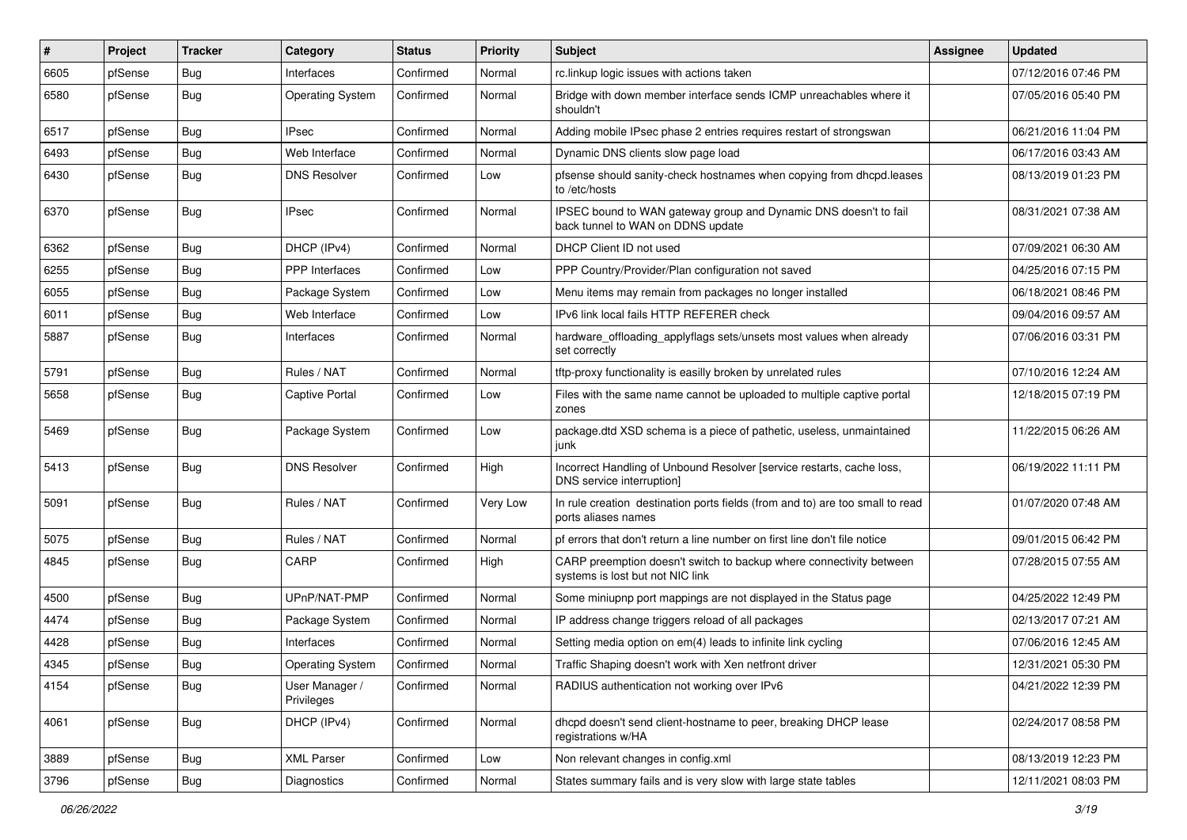| # | Project | Tracker | Category | Status | Priority | Subject | Assignee | Updated |
|---|---|---|---|---|---|---|---|---|
| 6605 | pfSense | Bug | Interfaces | Confirmed | Normal | rc.linkup logic issues with actions taken | | 07/12/2016 07:46 PM |
| 6580 | pfSense | Bug | Operating System | Confirmed | Normal | Bridge with down member interface sends ICMP unreachables where it shouldn't | | 07/05/2016 05:40 PM |
| 6517 | pfSense | Bug | IPsec | Confirmed | Normal | Adding mobile IPsec phase 2 entries requires restart of strongswan | | 06/21/2016 11:04 PM |
| 6493 | pfSense | Bug | Web Interface | Confirmed | Normal | Dynamic DNS clients slow page load | | 06/17/2016 03:43 AM |
| 6430 | pfSense | Bug | DNS Resolver | Confirmed | Low | pfsense should sanity-check hostnames when copying from dhcpd.leases to /etc/hosts | | 08/13/2019 01:23 PM |
| 6370 | pfSense | Bug | IPsec | Confirmed | Normal | IPSEC bound to WAN gateway group and Dynamic DNS doesn't to fail back tunnel to WAN on DDNS update | | 08/31/2021 07:38 AM |
| 6362 | pfSense | Bug | DHCP (IPv4) | Confirmed | Normal | DHCP Client ID not used | | 07/09/2021 06:30 AM |
| 6255 | pfSense | Bug | PPP Interfaces | Confirmed | Low | PPP Country/Provider/Plan configuration not saved | | 04/25/2016 07:15 PM |
| 6055 | pfSense | Bug | Package System | Confirmed | Low | Menu items may remain from packages no longer installed | | 06/18/2021 08:46 PM |
| 6011 | pfSense | Bug | Web Interface | Confirmed | Low | IPv6 link local fails HTTP REFERER check | | 09/04/2016 09:57 AM |
| 5887 | pfSense | Bug | Interfaces | Confirmed | Normal | hardware_offloading_applyflags sets/unsets most values when already set correctly | | 07/06/2016 03:31 PM |
| 5791 | pfSense | Bug | Rules / NAT | Confirmed | Normal | tftp-proxy functionality is easilly broken by unrelated rules | | 07/10/2016 12:24 AM |
| 5658 | pfSense | Bug | Captive Portal | Confirmed | Low | Files with the same name cannot be uploaded to multiple captive portal zones | | 12/18/2015 07:19 PM |
| 5469 | pfSense | Bug | Package System | Confirmed | Low | package.dtd XSD schema is a piece of pathetic, useless, unmaintained junk | | 11/22/2015 06:26 AM |
| 5413 | pfSense | Bug | DNS Resolver | Confirmed | High | Incorrect Handling of Unbound Resolver [service restarts, cache loss, DNS service interruption] | | 06/19/2022 11:11 PM |
| 5091 | pfSense | Bug | Rules / NAT | Confirmed | Very Low | In rule creation destination ports fields (from and to) are too small to read ports aliases names | | 01/07/2020 07:48 AM |
| 5075 | pfSense | Bug | Rules / NAT | Confirmed | Normal | pf errors that don't return a line number on first line don't file notice | | 09/01/2015 06:42 PM |
| 4845 | pfSense | Bug | CARP | Confirmed | High | CARP preemption doesn't switch to backup where connectivity between systems is lost but not NIC link | | 07/28/2015 07:55 AM |
| 4500 | pfSense | Bug | UPnP/NAT-PMP | Confirmed | Normal | Some miniupnp port mappings are not displayed in the Status page | | 04/25/2022 12:49 PM |
| 4474 | pfSense | Bug | Package System | Confirmed | Normal | IP address change triggers reload of all packages | | 02/13/2017 07:21 AM |
| 4428 | pfSense | Bug | Interfaces | Confirmed | Normal | Setting media option on em(4) leads to infinite link cycling | | 07/06/2016 12:45 AM |
| 4345 | pfSense | Bug | Operating System | Confirmed | Normal | Traffic Shaping doesn't work with Xen netfront driver | | 12/31/2021 05:30 PM |
| 4154 | pfSense | Bug | User Manager / Privileges | Confirmed | Normal | RADIUS authentication not working over IPv6 | | 04/21/2022 12:39 PM |
| 4061 | pfSense | Bug | DHCP (IPv4) | Confirmed | Normal | dhcpd doesn't send client-hostname to peer, breaking DHCP lease registrations w/HA | | 02/24/2017 08:58 PM |
| 3889 | pfSense | Bug | XML Parser | Confirmed | Low | Non relevant changes in config.xml | | 08/13/2019 12:23 PM |
| 3796 | pfSense | Bug | Diagnostics | Confirmed | Normal | States summary fails and is very slow with large state tables | | 12/11/2021 08:03 PM |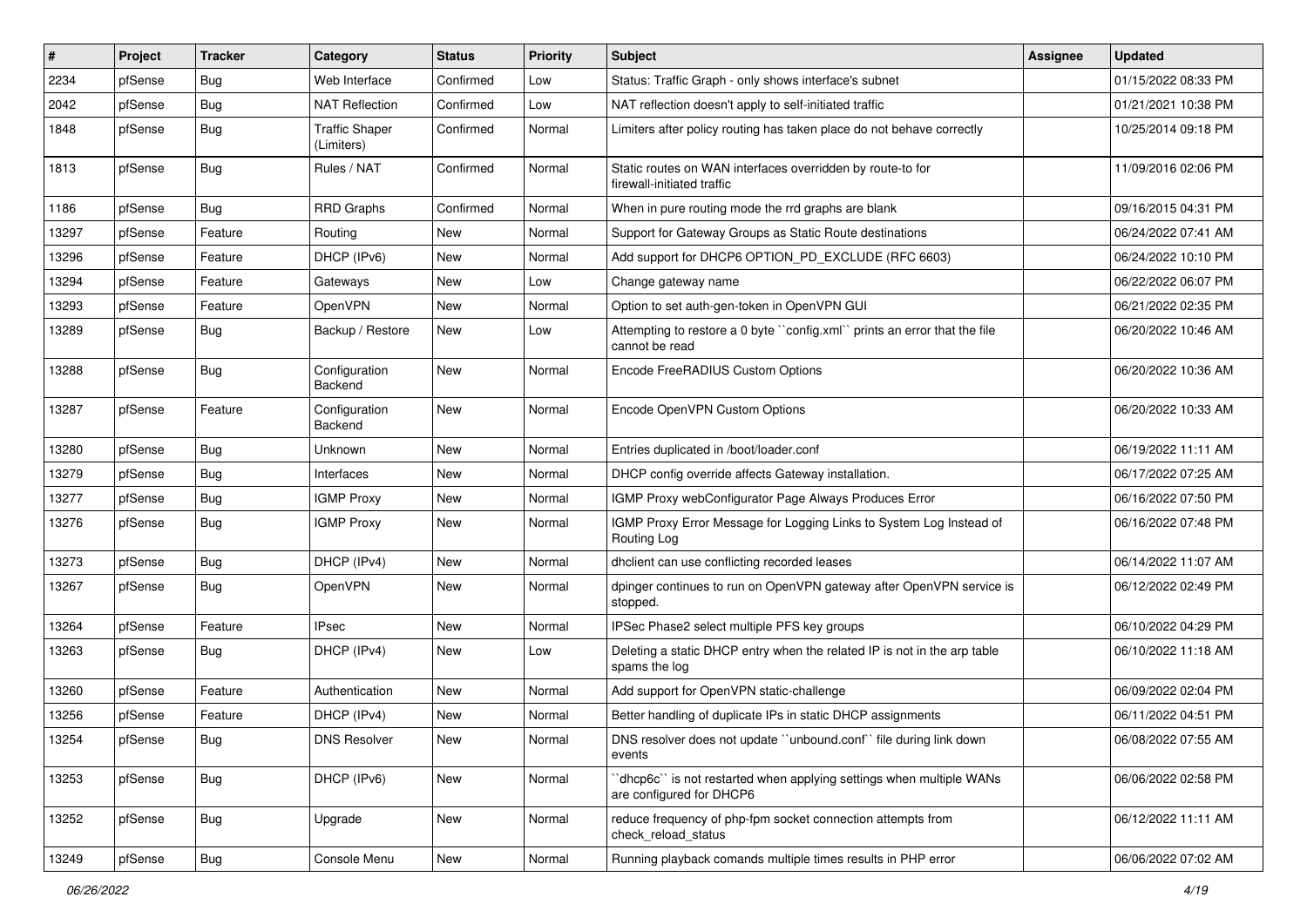| # | Project | Tracker | Category | Status | Priority | Subject | Assignee | Updated |
|---|---|---|---|---|---|---|---|---|
| 2234 | pfSense | Bug | Web Interface | Confirmed | Low | Status: Traffic Graph - only shows interface's subnet | | 01/15/2022 08:33 PM |
| 2042 | pfSense | Bug | NAT Reflection | Confirmed | Low | NAT reflection doesn't apply to self-initiated traffic | | 01/21/2021 10:38 PM |
| 1848 | pfSense | Bug | Traffic Shaper (Limiters) | Confirmed | Normal | Limiters after policy routing has taken place do not behave correctly | | 10/25/2014 09:18 PM |
| 1813 | pfSense | Bug | Rules / NAT | Confirmed | Normal | Static routes on WAN interfaces overridden by route-to for firewall-initiated traffic | | 11/09/2016 02:06 PM |
| 1186 | pfSense | Bug | RRD Graphs | Confirmed | Normal | When in pure routing mode the rrd graphs are blank | | 09/16/2015 04:31 PM |
| 13297 | pfSense | Feature | Routing | New | Normal | Support for Gateway Groups as Static Route destinations | | 06/24/2022 07:41 AM |
| 13296 | pfSense | Feature | DHCP (IPv6) | New | Normal | Add support for DHCP6 OPTION_PD_EXCLUDE (RFC 6603) | | 06/24/2022 10:10 PM |
| 13294 | pfSense | Feature | Gateways | New | Low | Change gateway name | | 06/22/2022 06:07 PM |
| 13293 | pfSense | Feature | OpenVPN | New | Normal | Option to set auth-gen-token in OpenVPN GUI | | 06/21/2022 02:35 PM |
| 13289 | pfSense | Bug | Backup / Restore | New | Low | Attempting to restore a 0 byte ``config.xml`` prints an error that the file cannot be read | | 06/20/2022 10:46 AM |
| 13288 | pfSense | Bug | Configuration Backend | New | Normal | Encode FreeRADIUS Custom Options | | 06/20/2022 10:36 AM |
| 13287 | pfSense | Feature | Configuration Backend | New | Normal | Encode OpenVPN Custom Options | | 06/20/2022 10:33 AM |
| 13280 | pfSense | Bug | Unknown | New | Normal | Entries duplicated in /boot/loader.conf | | 06/19/2022 11:11 AM |
| 13279 | pfSense | Bug | Interfaces | New | Normal | DHCP config override affects Gateway installation. | | 06/17/2022 07:25 AM |
| 13277 | pfSense | Bug | IGMP Proxy | New | Normal | IGMP Proxy webConfigurator Page Always Produces Error | | 06/16/2022 07:50 PM |
| 13276 | pfSense | Bug | IGMP Proxy | New | Normal | IGMP Proxy Error Message for Logging Links to System Log Instead of Routing Log | | 06/16/2022 07:48 PM |
| 13273 | pfSense | Bug | DHCP (IPv4) | New | Normal | dhclient can use conflicting recorded leases | | 06/14/2022 11:07 AM |
| 13267 | pfSense | Bug | OpenVPN | New | Normal | dpinger continues to run on OpenVPN gateway after OpenVPN service is stopped. | | 06/12/2022 02:49 PM |
| 13264 | pfSense | Feature | IPsec | New | Normal | IPSec Phase2 select multiple PFS key groups | | 06/10/2022 04:29 PM |
| 13263 | pfSense | Bug | DHCP (IPv4) | New | Low | Deleting a static DHCP entry when the related IP is not in the arp table spams the log | | 06/10/2022 11:18 AM |
| 13260 | pfSense | Feature | Authentication | New | Normal | Add support for OpenVPN static-challenge | | 06/09/2022 02:04 PM |
| 13256 | pfSense | Feature | DHCP (IPv4) | New | Normal | Better handling of duplicate IPs in static DHCP assignments | | 06/11/2022 04:51 PM |
| 13254 | pfSense | Bug | DNS Resolver | New | Normal | DNS resolver does not update ``unbound.conf`` file during link down events | | 06/08/2022 07:55 AM |
| 13253 | pfSense | Bug | DHCP (IPv6) | New | Normal | ``dhcp6c`` is not restarted when applying settings when multiple WANs are configured for DHCP6 | | 06/06/2022 02:58 PM |
| 13252 | pfSense | Bug | Upgrade | New | Normal | reduce frequency of php-fpm socket connection attempts from check_reload_status | | 06/12/2022 11:11 AM |
| 13249 | pfSense | Bug | Console Menu | New | Normal | Running playback comands multiple times results in PHP error | | 06/06/2022 07:02 AM |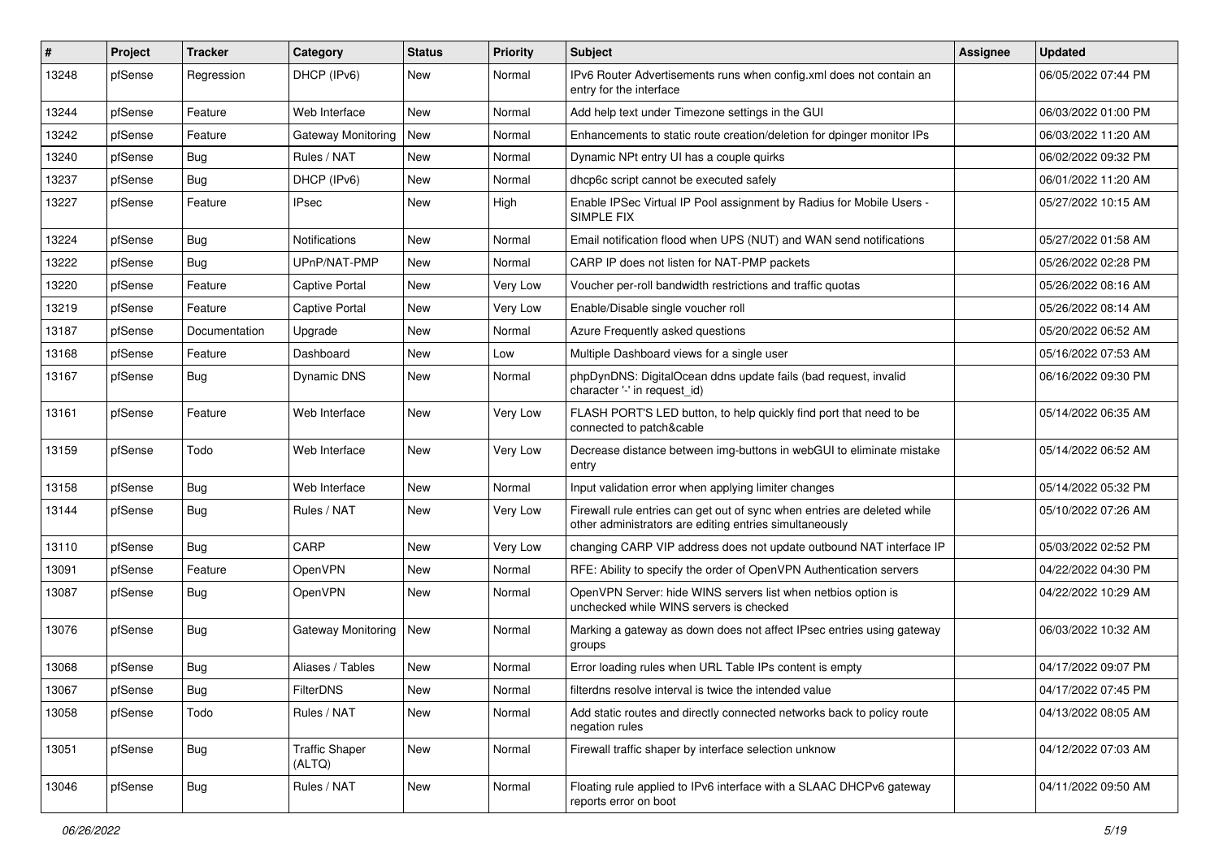| # | Project | Tracker | Category | Status | Priority | Subject | Assignee | Updated |
| --- | --- | --- | --- | --- | --- | --- | --- | --- |
| 13248 | pfSense | Regression | DHCP (IPv6) | New | Normal | IPv6 Router Advertisements runs when config.xml does not contain an entry for the interface | | 06/05/2022 07:44 PM |
| 13244 | pfSense | Feature | Web Interface | New | Normal | Add help text under Timezone settings in the GUI | | 06/03/2022 01:00 PM |
| 13242 | pfSense | Feature | Gateway Monitoring | New | Normal | Enhancements to static route creation/deletion for dpinger monitor IPs | | 06/03/2022 11:20 AM |
| 13240 | pfSense | Bug | Rules / NAT | New | Normal | Dynamic NPt entry UI has a couple quirks | | 06/02/2022 09:32 PM |
| 13237 | pfSense | Bug | DHCP (IPv6) | New | Normal | dhcp6c script cannot be executed safely | | 06/01/2022 11:20 AM |
| 13227 | pfSense | Feature | IPsec | New | High | Enable IPSec Virtual IP Pool assignment by Radius for Mobile Users - SIMPLE FIX | | 05/27/2022 10:15 AM |
| 13224 | pfSense | Bug | Notifications | New | Normal | Email notification flood when UPS (NUT) and WAN send notifications | | 05/27/2022 01:58 AM |
| 13222 | pfSense | Bug | UPnP/NAT-PMP | New | Normal | CARP IP does not listen for NAT-PMP packets | | 05/26/2022 02:28 PM |
| 13220 | pfSense | Feature | Captive Portal | New | Very Low | Voucher per-roll bandwidth restrictions and traffic quotas | | 05/26/2022 08:16 AM |
| 13219 | pfSense | Feature | Captive Portal | New | Very Low | Enable/Disable single voucher roll | | 05/26/2022 08:14 AM |
| 13187 | pfSense | Documentation | Upgrade | New | Normal | Azure Frequently asked questions | | 05/20/2022 06:52 AM |
| 13168 | pfSense | Feature | Dashboard | New | Low | Multiple Dashboard views for a single user | | 05/16/2022 07:53 AM |
| 13167 | pfSense | Bug | Dynamic DNS | New | Normal | phpDynDNS: DigitalOcean ddns update fails (bad request, invalid character '-' in request_id) | | 06/16/2022 09:30 PM |
| 13161 | pfSense | Feature | Web Interface | New | Very Low | FLASH PORT'S LED button, to help quickly find port that need to be connected to patch&cable | | 05/14/2022 06:35 AM |
| 13159 | pfSense | Todo | Web Interface | New | Very Low | Decrease distance between img-buttons in webGUI to eliminate mistake entry | | 05/14/2022 06:52 AM |
| 13158 | pfSense | Bug | Web Interface | New | Normal | Input validation error when applying limiter changes | | 05/14/2022 05:32 PM |
| 13144 | pfSense | Bug | Rules / NAT | New | Very Low | Firewall rule entries can get out of sync when entries are deleted while other administrators are editing entries simultaneously | | 05/10/2022 07:26 AM |
| 13110 | pfSense | Bug | CARP | New | Very Low | changing CARP VIP address does not update outbound NAT interface IP | | 05/03/2022 02:52 PM |
| 13091 | pfSense | Feature | OpenVPN | New | Normal | RFE: Ability to specify the order of OpenVPN Authentication servers | | 04/22/2022 04:30 PM |
| 13087 | pfSense | Bug | OpenVPN | New | Normal | OpenVPN Server: hide WINS servers list when netbios option is unchecked while WINS servers is checked | | 04/22/2022 10:29 AM |
| 13076 | pfSense | Bug | Gateway Monitoring | New | Normal | Marking a gateway as down does not affect IPsec entries using gateway groups | | 06/03/2022 10:32 AM |
| 13068 | pfSense | Bug | Aliases / Tables | New | Normal | Error loading rules when URL Table IPs content is empty | | 04/17/2022 09:07 PM |
| 13067 | pfSense | Bug | FilterDNS | New | Normal | filterdns resolve interval is twice the intended value | | 04/17/2022 07:45 PM |
| 13058 | pfSense | Todo | Rules / NAT | New | Normal | Add static routes and directly connected networks back to policy route negation rules | | 04/13/2022 08:05 AM |
| 13051 | pfSense | Bug | Traffic Shaper (ALTQ) | New | Normal | Firewall traffic shaper by interface selection unknow | | 04/12/2022 07:03 AM |
| 13046 | pfSense | Bug | Rules / NAT | New | Normal | Floating rule applied to IPv6 interface with a SLAAC DHCPv6 gateway reports error on boot | | 04/11/2022 09:50 AM |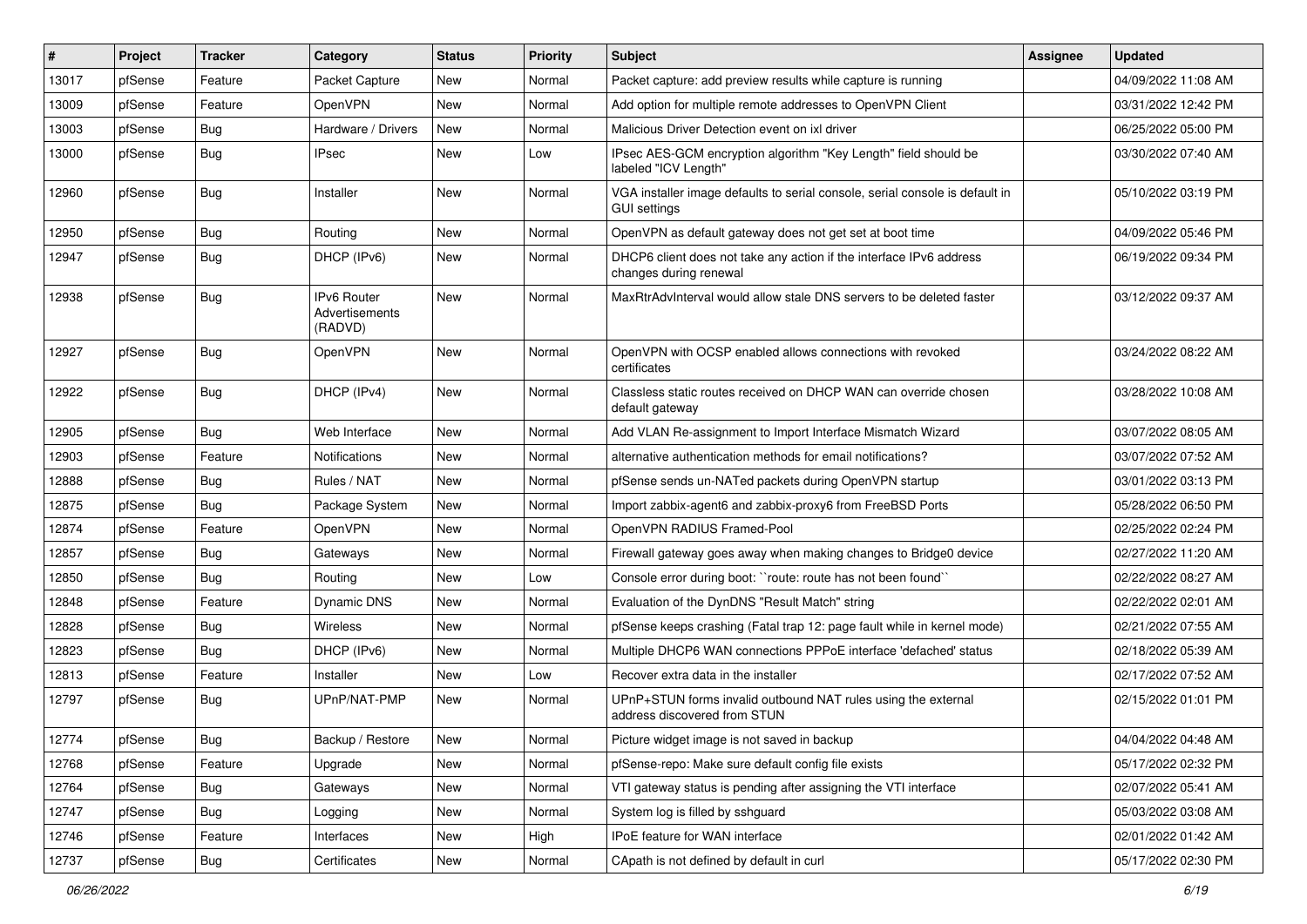| # | Project | Tracker | Category | Status | Priority | Subject | Assignee | Updated |
|---|---|---|---|---|---|---|---|---|
| 13017 | pfSense | Feature | Packet Capture | New | Normal | Packet capture: add preview results while capture is running | | 04/09/2022 11:08 AM |
| 13009 | pfSense | Feature | OpenVPN | New | Normal | Add option for multiple remote addresses to OpenVPN Client | | 03/31/2022 12:42 PM |
| 13003 | pfSense | Bug | Hardware / Drivers | New | Normal | Malicious Driver Detection event on ixl driver | | 06/25/2022 05:00 PM |
| 13000 | pfSense | Bug | IPsec | New | Low | IPsec AES-GCM encryption algorithm "Key Length" field should be labeled "ICV Length" | | 03/30/2022 07:40 AM |
| 12960 | pfSense | Bug | Installer | New | Normal | VGA installer image defaults to serial console, serial console is default in GUI settings | | 05/10/2022 03:19 PM |
| 12950 | pfSense | Bug | Routing | New | Normal | OpenVPN as default gateway does not get set at boot time | | 04/09/2022 05:46 PM |
| 12947 | pfSense | Bug | DHCP (IPv6) | New | Normal | DHCP6 client does not take any action if the interface IPv6 address changes during renewal | | 06/19/2022 09:34 PM |
| 12938 | pfSense | Bug | IPv6 Router Advertisements (RADVD) | New | Normal | MaxRtrAdvInterval would allow stale DNS servers to be deleted faster | | 03/12/2022 09:37 AM |
| 12927 | pfSense | Bug | OpenVPN | New | Normal | OpenVPN with OCSP enabled allows connections with revoked certificates | | 03/24/2022 08:22 AM |
| 12922 | pfSense | Bug | DHCP (IPv4) | New | Normal | Classless static routes received on DHCP WAN can override chosen default gateway | | 03/28/2022 10:08 AM |
| 12905 | pfSense | Bug | Web Interface | New | Normal | Add VLAN Re-assignment to Import Interface Mismatch Wizard | | 03/07/2022 08:05 AM |
| 12903 | pfSense | Feature | Notifications | New | Normal | alternative authentication methods for email notifications? | | 03/07/2022 07:52 AM |
| 12888 | pfSense | Bug | Rules / NAT | New | Normal | pfSense sends un-NATed packets during OpenVPN startup | | 03/01/2022 03:13 PM |
| 12875 | pfSense | Bug | Package System | New | Normal | Import zabbix-agent6 and zabbix-proxy6 from FreeBSD Ports | | 05/28/2022 06:50 PM |
| 12874 | pfSense | Feature | OpenVPN | New | Normal | OpenVPN RADIUS Framed-Pool | | 02/25/2022 02:24 PM |
| 12857 | pfSense | Bug | Gateways | New | Normal | Firewall gateway goes away when making changes to Bridge0 device | | 02/27/2022 11:20 AM |
| 12850 | pfSense | Bug | Routing | New | Low | Console error during boot: ``route: route has not been found`` | | 02/22/2022 08:27 AM |
| 12848 | pfSense | Feature | Dynamic DNS | New | Normal | Evaluation of the DynDNS "Result Match" string | | 02/22/2022 02:01 AM |
| 12828 | pfSense | Bug | Wireless | New | Normal | pfSense keeps crashing (Fatal trap 12: page fault while in kernel mode) | | 02/21/2022 07:55 AM |
| 12823 | pfSense | Bug | DHCP (IPv6) | New | Normal | Multiple DHCP6 WAN connections PPPoE interface 'defached' status | | 02/18/2022 05:39 AM |
| 12813 | pfSense | Feature | Installer | New | Low | Recover extra data in the installer | | 02/17/2022 07:52 AM |
| 12797 | pfSense | Bug | UPnP/NAT-PMP | New | Normal | UPnP+STUN forms invalid outbound NAT rules using the external address discovered from STUN | | 02/15/2022 01:01 PM |
| 12774 | pfSense | Bug | Backup / Restore | New | Normal | Picture widget image is not saved in backup | | 04/04/2022 04:48 AM |
| 12768 | pfSense | Feature | Upgrade | New | Normal | pfSense-repo: Make sure default config file exists | | 05/17/2022 02:32 PM |
| 12764 | pfSense | Bug | Gateways | New | Normal | VTI gateway status is pending after assigning the VTI interface | | 02/07/2022 05:41 AM |
| 12747 | pfSense | Bug | Logging | New | Normal | System log is filled by sshguard | | 05/03/2022 03:08 AM |
| 12746 | pfSense | Feature | Interfaces | New | High | IPoE feature for WAN interface | | 02/01/2022 01:42 AM |
| 12737 | pfSense | Bug | Certificates | New | Normal | CApath is not defined by default in curl | | 05/17/2022 02:30 PM |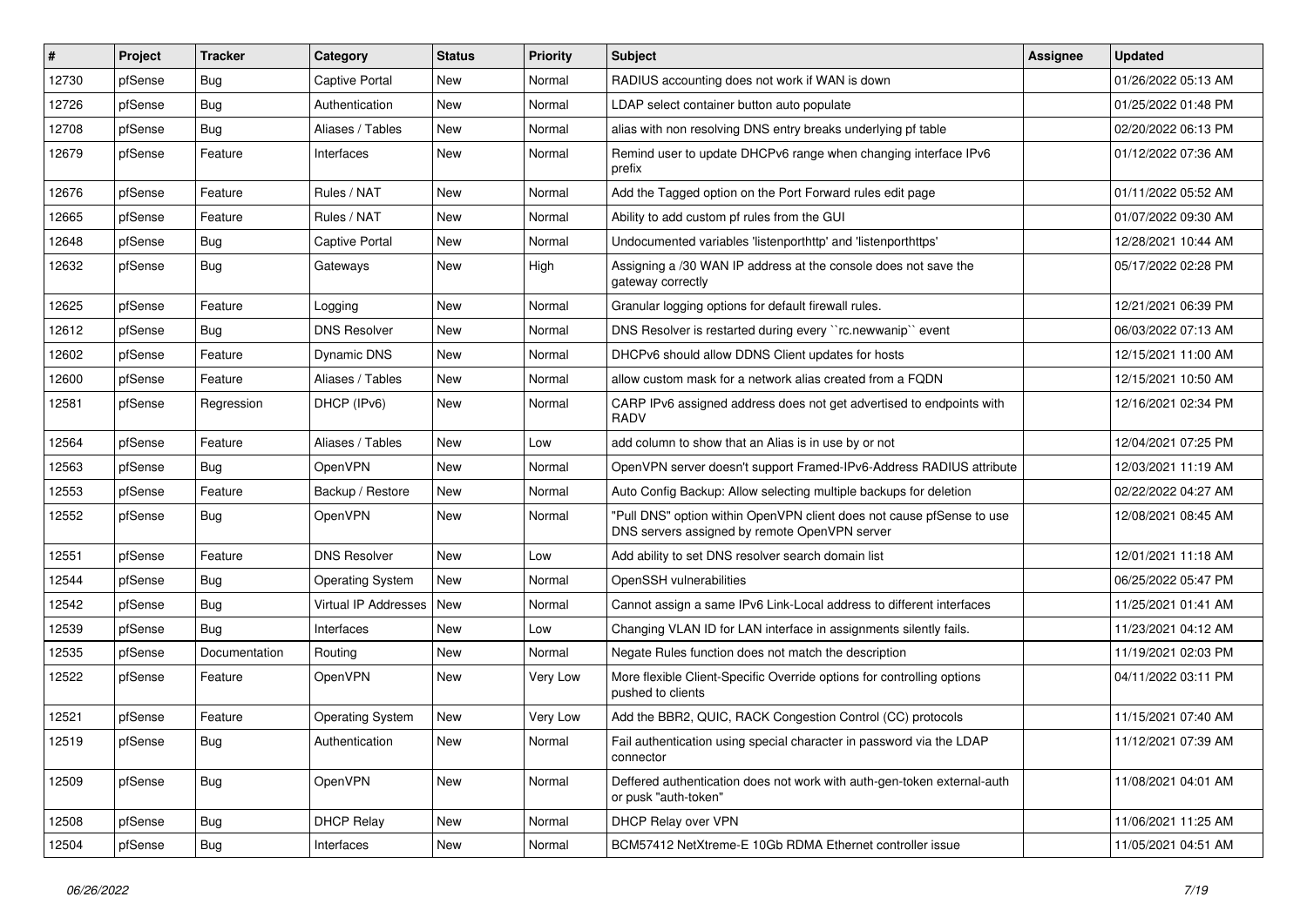| # | Project | Tracker | Category | Status | Priority | Subject | Assignee | Updated |
|---|---|---|---|---|---|---|---|---|
| 12730 | pfSense | Bug | Captive Portal | New | Normal | RADIUS accounting does not work if WAN is down | | 01/26/2022 05:13 AM |
| 12726 | pfSense | Bug | Authentication | New | Normal | LDAP select container button auto populate | | 01/25/2022 01:48 PM |
| 12708 | pfSense | Bug | Aliases / Tables | New | Normal | alias with non resolving DNS entry breaks underlying pf table | | 02/20/2022 06:13 PM |
| 12679 | pfSense | Feature | Interfaces | New | Normal | Remind user to update DHCPv6 range when changing interface IPv6 prefix | | 01/12/2022 07:36 AM |
| 12676 | pfSense | Feature | Rules / NAT | New | Normal | Add the Tagged option on the Port Forward rules edit page | | 01/11/2022 05:52 AM |
| 12665 | pfSense | Feature | Rules / NAT | New | Normal | Ability to add custom pf rules from the GUI | | 01/07/2022 09:30 AM |
| 12648 | pfSense | Bug | Captive Portal | New | Normal | Undocumented variables 'listenporthttp' and 'listenporthttps' | | 12/28/2021 10:44 AM |
| 12632 | pfSense | Bug | Gateways | New | High | Assigning a /30 WAN IP address at the console does not save the gateway correctly | | 05/17/2022 02:28 PM |
| 12625 | pfSense | Feature | Logging | New | Normal | Granular logging options for default firewall rules. | | 12/21/2021 06:39 PM |
| 12612 | pfSense | Bug | DNS Resolver | New | Normal | DNS Resolver is restarted during every ``rc.newwanip`` event | | 06/03/2022 07:13 AM |
| 12602 | pfSense | Feature | Dynamic DNS | New | Normal | DHCPv6 should allow DDNS Client updates for hosts | | 12/15/2021 11:00 AM |
| 12600 | pfSense | Feature | Aliases / Tables | New | Normal | allow custom mask for a network alias created from a FQDN | | 12/15/2021 10:50 AM |
| 12581 | pfSense | Regression | DHCP (IPv6) | New | Normal | CARP IPv6 assigned address does not get advertised to endpoints with RADV | | 12/16/2021 02:34 PM |
| 12564 | pfSense | Feature | Aliases / Tables | New | Low | add column to show that an Alias is in use by or not | | 12/04/2021 07:25 PM |
| 12563 | pfSense | Bug | OpenVPN | New | Normal | OpenVPN server doesn't support Framed-IPv6-Address RADIUS attribute | | 12/03/2021 11:19 AM |
| 12553 | pfSense | Feature | Backup / Restore | New | Normal | Auto Config Backup: Allow selecting multiple backups for deletion | | 02/22/2022 04:27 AM |
| 12552 | pfSense | Bug | OpenVPN | New | Normal | "Pull DNS" option within OpenVPN client does not cause pfSense to use DNS servers assigned by remote OpenVPN server | | 12/08/2021 08:45 AM |
| 12551 | pfSense | Feature | DNS Resolver | New | Low | Add ability to set DNS resolver search domain list | | 12/01/2021 11:18 AM |
| 12544 | pfSense | Bug | Operating System | New | Normal | OpenSSH vulnerabilities | | 06/25/2022 05:47 PM |
| 12542 | pfSense | Bug | Virtual IP Addresses | New | Normal | Cannot assign a same IPv6 Link-Local address to different interfaces | | 11/25/2021 01:41 AM |
| 12539 | pfSense | Bug | Interfaces | New | Low | Changing VLAN ID for LAN interface in assignments silently fails. | | 11/23/2021 04:12 AM |
| 12535 | pfSense | Documentation | Routing | New | Normal | Negate Rules function does not match the description | | 11/19/2021 02:03 PM |
| 12522 | pfSense | Feature | OpenVPN | New | Very Low | More flexible Client-Specific Override options for controlling options pushed to clients | | 04/11/2022 03:11 PM |
| 12521 | pfSense | Feature | Operating System | New | Very Low | Add the BBR2, QUIC, RACK Congestion Control (CC) protocols | | 11/15/2021 07:40 AM |
| 12519 | pfSense | Bug | Authentication | New | Normal | Fail authentication using special character in password via the LDAP connector | | 11/12/2021 07:39 AM |
| 12509 | pfSense | Bug | OpenVPN | New | Normal | Deffered authentication does not work with auth-gen-token external-auth or pusk "auth-token" | | 11/08/2021 04:01 AM |
| 12508 | pfSense | Bug | DHCP Relay | New | Normal | DHCP Relay over VPN | | 11/06/2021 11:25 AM |
| 12504 | pfSense | Bug | Interfaces | New | Normal | BCM57412 NetXtreme-E 10Gb RDMA Ethernet controller issue | | 11/05/2021 04:51 AM |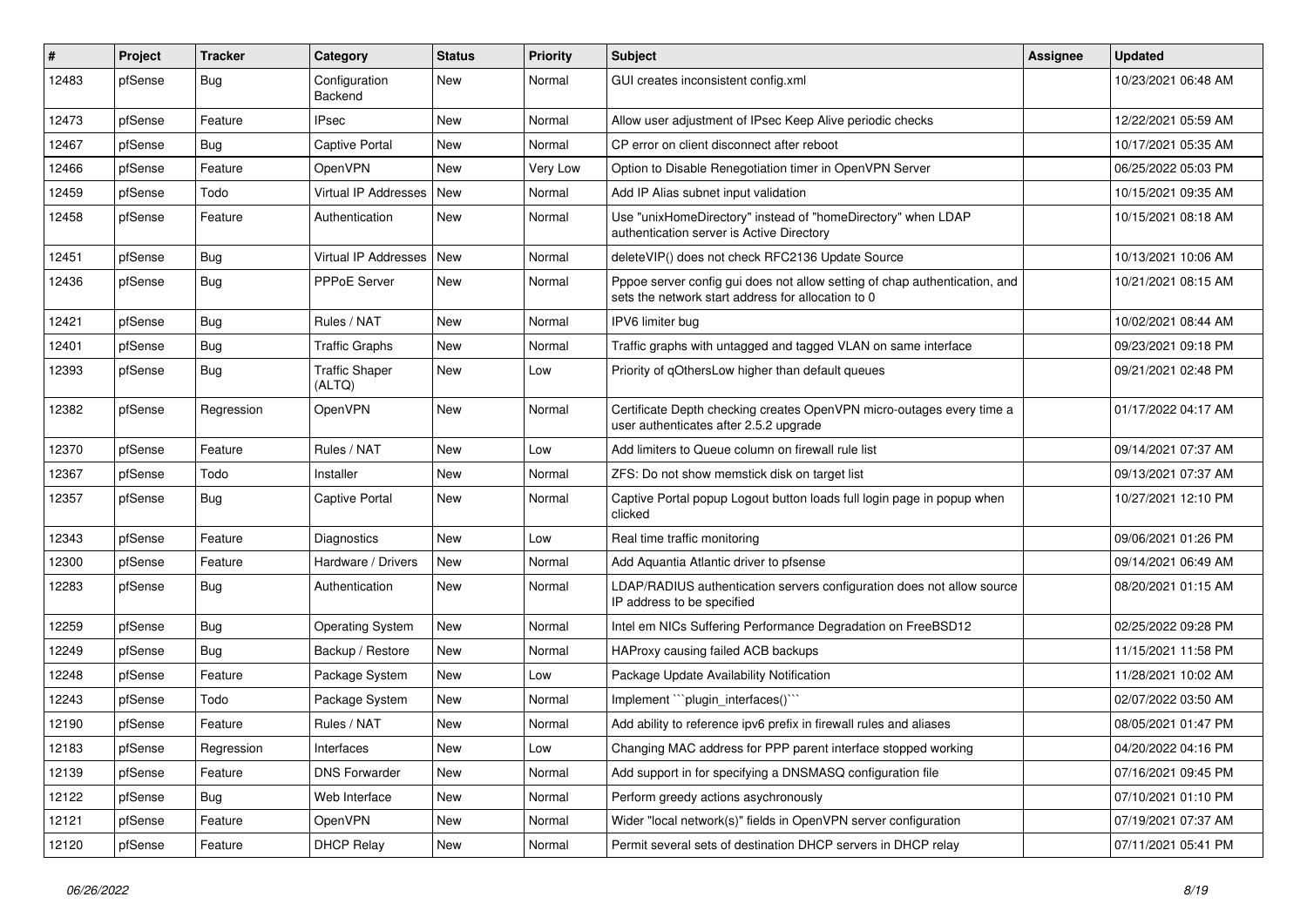| # | Project | Tracker | Category | Status | Priority | Subject | Assignee | Updated |
|---|---|---|---|---|---|---|---|---|
| 12483 | pfSense | Bug | Configuration Backend | New | Normal | GUI creates inconsistent config.xml | | 10/23/2021 06:48 AM |
| 12473 | pfSense | Feature | IPsec | New | Normal | Allow user adjustment of IPsec Keep Alive periodic checks | | 12/22/2021 05:59 AM |
| 12467 | pfSense | Bug | Captive Portal | New | Normal | CP error on client disconnect after reboot | | 10/17/2021 05:35 AM |
| 12466 | pfSense | Feature | OpenVPN | New | Very Low | Option to Disable Renegotiation timer in OpenVPN Server | | 06/25/2022 05:03 PM |
| 12459 | pfSense | Todo | Virtual IP Addresses | New | Normal | Add IP Alias subnet input validation | | 10/15/2021 09:35 AM |
| 12458 | pfSense | Feature | Authentication | New | Normal | Use "unixHomeDirectory" instead of "homeDirectory" when LDAP authentication server is Active Directory | | 10/15/2021 08:18 AM |
| 12451 | pfSense | Bug | Virtual IP Addresses | New | Normal | deleteVIP() does not check RFC2136 Update Source | | 10/13/2021 10:06 AM |
| 12436 | pfSense | Bug | PPPoE Server | New | Normal | Pppoe server config gui does not allow setting of chap authentication, and sets the network start address for allocation to 0 | | 10/21/2021 08:15 AM |
| 12421 | pfSense | Bug | Rules / NAT | New | Normal | IPV6 limiter bug | | 10/02/2021 08:44 AM |
| 12401 | pfSense | Bug | Traffic Graphs | New | Normal | Traffic graphs with untagged and tagged VLAN on same interface | | 09/23/2021 09:18 PM |
| 12393 | pfSense | Bug | Traffic Shaper (ALTQ) | New | Low | Priority of qOthersLow higher than default queues | | 09/21/2021 02:48 PM |
| 12382 | pfSense | Regression | OpenVPN | New | Normal | Certificate Depth checking creates OpenVPN micro-outages every time a user authenticates after 2.5.2 upgrade | | 01/17/2022 04:17 AM |
| 12370 | pfSense | Feature | Rules / NAT | New | Low | Add limiters to Queue column on firewall rule list | | 09/14/2021 07:37 AM |
| 12367 | pfSense | Todo | Installer | New | Normal | ZFS: Do not show memstick disk on target list | | 09/13/2021 07:37 AM |
| 12357 | pfSense | Bug | Captive Portal | New | Normal | Captive Portal popup Logout button loads full login page in popup when clicked | | 10/27/2021 12:10 PM |
| 12343 | pfSense | Feature | Diagnostics | New | Low | Real time traffic monitoring | | 09/06/2021 01:26 PM |
| 12300 | pfSense | Feature | Hardware / Drivers | New | Normal | Add Aquantia Atlantic driver to pfsense | | 09/14/2021 06:49 AM |
| 12283 | pfSense | Bug | Authentication | New | Normal | LDAP/RADIUS authentication servers configuration does not allow source IP address to be specified | | 08/20/2021 01:15 AM |
| 12259 | pfSense | Bug | Operating System | New | Normal | Intel em NICs Suffering Performance Degradation on FreeBSD12 | | 02/25/2022 09:28 PM |
| 12249 | pfSense | Bug | Backup / Restore | New | Normal | HAProxy causing failed ACB backups | | 11/15/2021 11:58 PM |
| 12248 | pfSense | Feature | Package System | New | Low | Package Update Availability Notification | | 11/28/2021 10:02 AM |
| 12243 | pfSense | Todo | Package System | New | Normal | Implement ```plugin_interfaces()``` | | 02/07/2022 03:50 AM |
| 12190 | pfSense | Feature | Rules / NAT | New | Normal | Add ability to reference ipv6 prefix in firewall rules and aliases | | 08/05/2021 01:47 PM |
| 12183 | pfSense | Regression | Interfaces | New | Low | Changing MAC address for PPP parent interface stopped working | | 04/20/2022 04:16 PM |
| 12139 | pfSense | Feature | DNS Forwarder | New | Normal | Add support in for specifying a DNSMASQ configuration file | | 07/16/2021 09:45 PM |
| 12122 | pfSense | Bug | Web Interface | New | Normal | Perform greedy actions asychronously | | 07/10/2021 01:10 PM |
| 12121 | pfSense | Feature | OpenVPN | New | Normal | Wider "local network(s)" fields in OpenVPN server configuration | | 07/19/2021 07:37 AM |
| 12120 | pfSense | Feature | DHCP Relay | New | Normal | Permit several sets of destination DHCP servers in DHCP relay | | 07/11/2021 05:41 PM |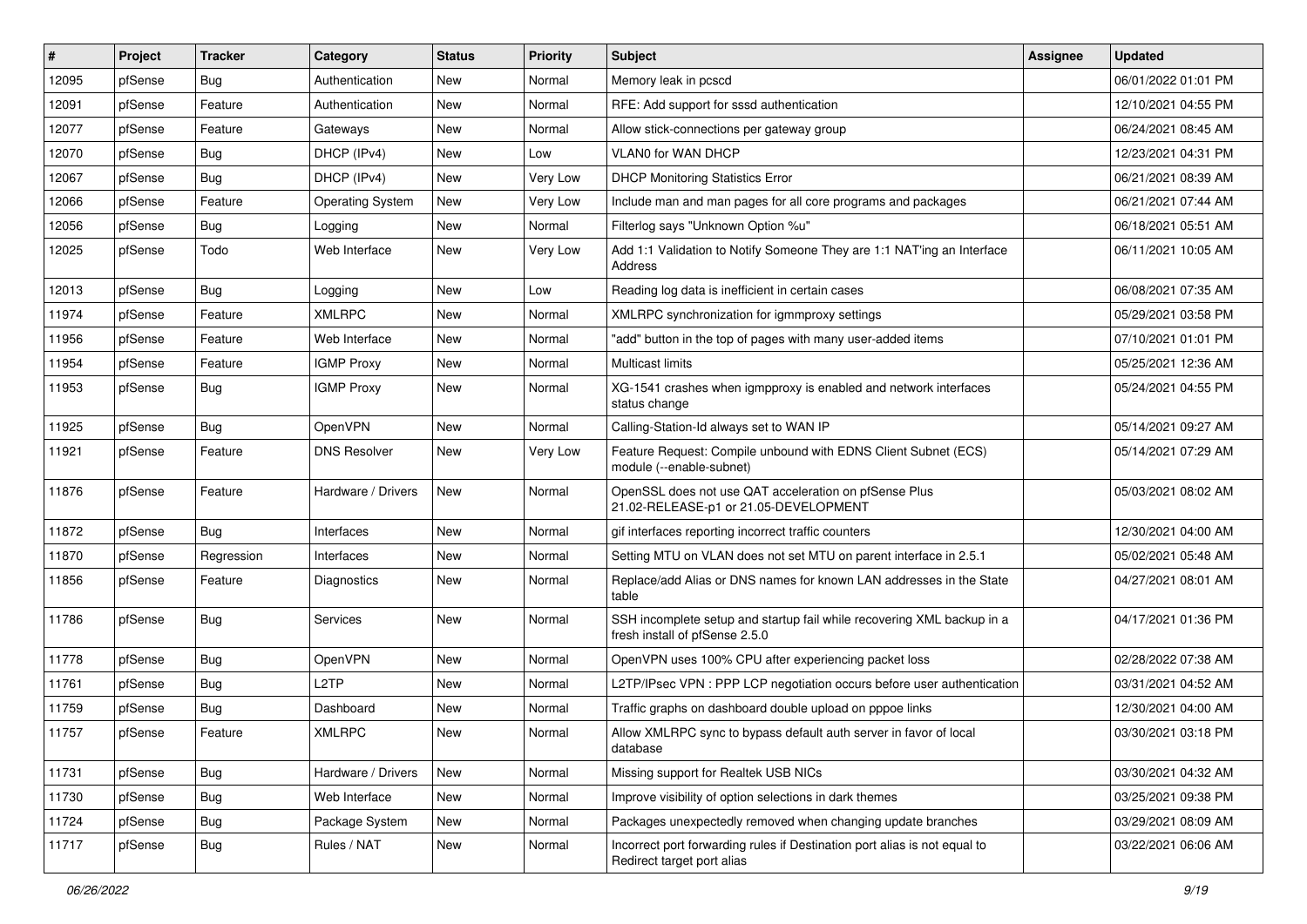| # | Project | Tracker | Category | Status | Priority | Subject | Assignee | Updated |
|---|---|---|---|---|---|---|---|---|
| 12095 | pfSense | Bug | Authentication | New | Normal | Memory leak in pcscd | | 06/01/2022 01:01 PM |
| 12091 | pfSense | Feature | Authentication | New | Normal | RFE: Add support for sssd authentication | | 12/10/2021 04:55 PM |
| 12077 | pfSense | Feature | Gateways | New | Normal | Allow stick-connections per gateway group | | 06/24/2021 08:45 AM |
| 12070 | pfSense | Bug | DHCP (IPv4) | New | Low | VLAN0 for WAN DHCP | | 12/23/2021 04:31 PM |
| 12067 | pfSense | Bug | DHCP (IPv4) | New | Very Low | DHCP Monitoring Statistics Error | | 06/21/2021 08:39 AM |
| 12066 | pfSense | Feature | Operating System | New | Very Low | Include man and man pages for all core programs and packages | | 06/21/2021 07:44 AM |
| 12056 | pfSense | Bug | Logging | New | Normal | Filterlog says "Unknown Option %u" | | 06/18/2021 05:51 AM |
| 12025 | pfSense | Todo | Web Interface | New | Very Low | Add 1:1 Validation to Notify Someone They are 1:1 NAT'ing an Interface Address | | 06/11/2021 10:05 AM |
| 12013 | pfSense | Bug | Logging | New | Low | Reading log data is inefficient in certain cases | | 06/08/2021 07:35 AM |
| 11974 | pfSense | Feature | XMLRPC | New | Normal | XMLRPC synchronization for igmmproxy settings | | 05/29/2021 03:58 PM |
| 11956 | pfSense | Feature | Web Interface | New | Normal | "add" button in the top of pages with many user-added items | | 07/10/2021 01:01 PM |
| 11954 | pfSense | Feature | IGMP Proxy | New | Normal | Multicast limits | | 05/25/2021 12:36 AM |
| 11953 | pfSense | Bug | IGMP Proxy | New | Normal | XG-1541 crashes when igmpproxy is enabled and network interfaces status change | | 05/24/2021 04:55 PM |
| 11925 | pfSense | Bug | OpenVPN | New | Normal | Calling-Station-Id always set to WAN IP | | 05/14/2021 09:27 AM |
| 11921 | pfSense | Feature | DNS Resolver | New | Very Low | Feature Request: Compile unbound with EDNS Client Subnet (ECS) module (--enable-subnet) | | 05/14/2021 07:29 AM |
| 11876 | pfSense | Feature | Hardware / Drivers | New | Normal | OpenSSL does not use QAT acceleration on pfSense Plus 21.02-RELEASE-p1 or 21.05-DEVELOPMENT | | 05/03/2021 08:02 AM |
| 11872 | pfSense | Bug | Interfaces | New | Normal | gif interfaces reporting incorrect traffic counters | | 12/30/2021 04:00 AM |
| 11870 | pfSense | Regression | Interfaces | New | Normal | Setting MTU on VLAN does not set MTU on parent interface in 2.5.1 | | 05/02/2021 05:48 AM |
| 11856 | pfSense | Feature | Diagnostics | New | Normal | Replace/add Alias or DNS names for known LAN addresses in the State table | | 04/27/2021 08:01 AM |
| 11786 | pfSense | Bug | Services | New | Normal | SSH incomplete setup and startup fail while recovering XML backup in a fresh install of pfSense 2.5.0 | | 04/17/2021 01:36 PM |
| 11778 | pfSense | Bug | OpenVPN | New | Normal | OpenVPN uses 100% CPU after experiencing packet loss | | 02/28/2022 07:38 AM |
| 11761 | pfSense | Bug | L2TP | New | Normal | L2TP/IPsec VPN : PPP LCP negotiation occurs before user authentication | | 03/31/2021 04:52 AM |
| 11759 | pfSense | Bug | Dashboard | New | Normal | Traffic graphs on dashboard double upload on pppoe links | | 12/30/2021 04:00 AM |
| 11757 | pfSense | Feature | XMLRPC | New | Normal | Allow XMLRPC sync to bypass default auth server in favor of local database | | 03/30/2021 03:18 PM |
| 11731 | pfSense | Bug | Hardware / Drivers | New | Normal | Missing support for Realtek USB NICs | | 03/30/2021 04:32 AM |
| 11730 | pfSense | Bug | Web Interface | New | Normal | Improve visibility of option selections in dark themes | | 03/25/2021 09:38 PM |
| 11724 | pfSense | Bug | Package System | New | Normal | Packages unexpectedly removed when changing update branches | | 03/29/2021 08:09 AM |
| 11717 | pfSense | Bug | Rules / NAT | New | Normal | Incorrect port forwarding rules if Destination port alias is not equal to Redirect target port alias | | 03/22/2021 06:06 AM |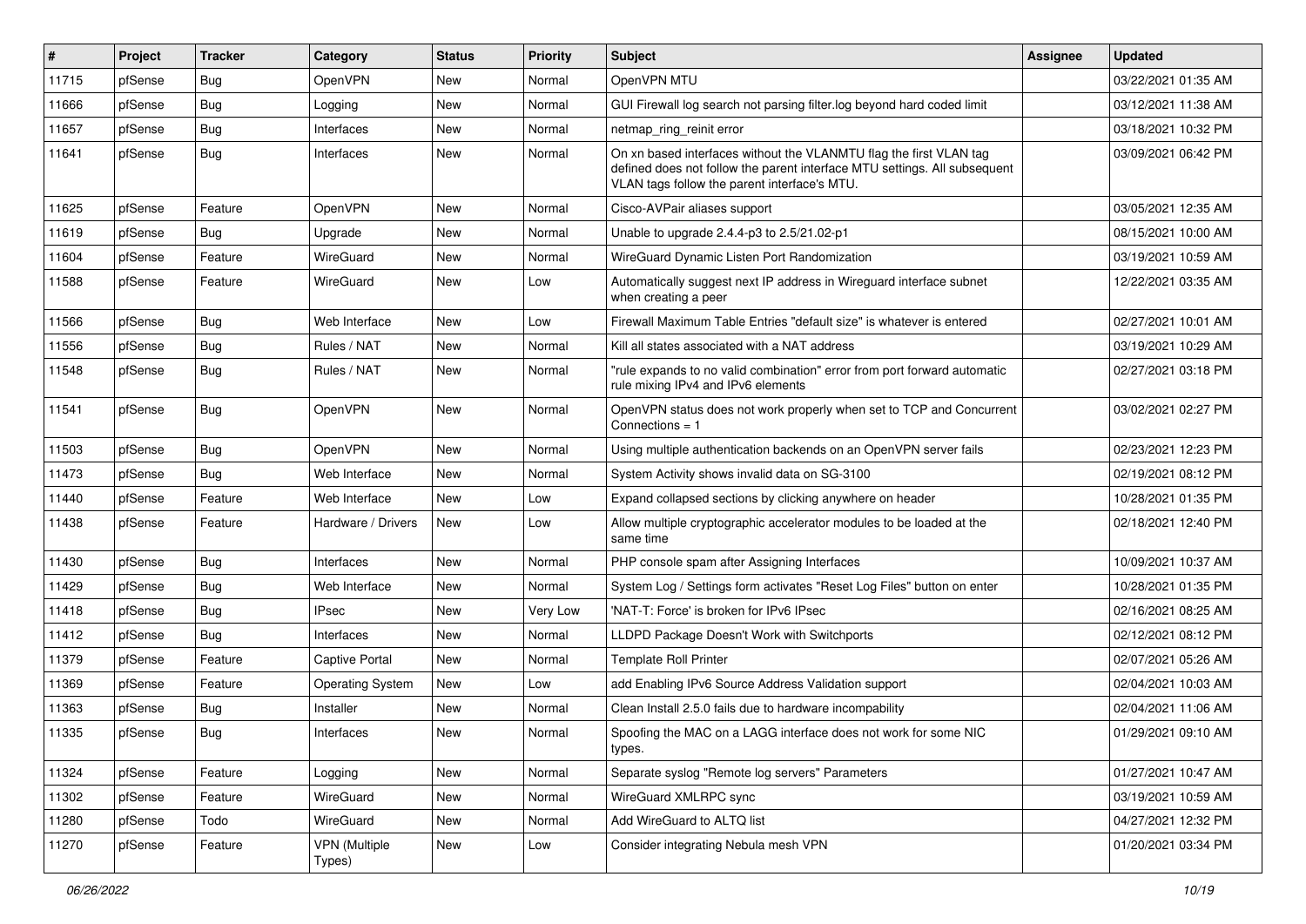| # | Project | Tracker | Category | Status | Priority | Subject | Assignee | Updated |
|---|---|---|---|---|---|---|---|---|
| 11715 | pfSense | Bug | OpenVPN | New | Normal | OpenVPN MTU | | 03/22/2021 01:35 AM |
| 11666 | pfSense | Bug | Logging | New | Normal | GUI Firewall log search not parsing filter.log beyond hard coded limit | | 03/12/2021 11:38 AM |
| 11657 | pfSense | Bug | Interfaces | New | Normal | netmap_ring_reinit error | | 03/18/2021 10:32 PM |
| 11641 | pfSense | Bug | Interfaces | New | Normal | On xn based interfaces without the VLANMTU flag the first VLAN tag defined does not follow the parent interface MTU settings. All subsequent VLAN tags follow the parent interface's MTU. | | 03/09/2021 06:42 PM |
| 11625 | pfSense | Feature | OpenVPN | New | Normal | Cisco-AVPair aliases support | | 03/05/2021 12:35 AM |
| 11619 | pfSense | Bug | Upgrade | New | Normal | Unable to upgrade 2.4.4-p3 to 2.5/21.02-p1 | | 08/15/2021 10:00 AM |
| 11604 | pfSense | Feature | WireGuard | New | Normal | WireGuard Dynamic Listen Port Randomization | | 03/19/2021 10:59 AM |
| 11588 | pfSense | Feature | WireGuard | New | Low | Automatically suggest next IP address in Wireguard interface subnet when creating a peer | | 12/22/2021 03:35 AM |
| 11566 | pfSense | Bug | Web Interface | New | Low | Firewall Maximum Table Entries "default size" is whatever is entered | | 02/27/2021 10:01 AM |
| 11556 | pfSense | Bug | Rules / NAT | New | Normal | Kill all states associated with a NAT address | | 03/19/2021 10:29 AM |
| 11548 | pfSense | Bug | Rules / NAT | New | Normal | "rule expands to no valid combination" error from port forward automatic rule mixing IPv4 and IPv6 elements | | 02/27/2021 03:18 PM |
| 11541 | pfSense | Bug | OpenVPN | New | Normal | OpenVPN status does not work properly when set to TCP and Concurrent Connections = 1 | | 03/02/2021 02:27 PM |
| 11503 | pfSense | Bug | OpenVPN | New | Normal | Using multiple authentication backends on an OpenVPN server fails | | 02/23/2021 12:23 PM |
| 11473 | pfSense | Bug | Web Interface | New | Normal | System Activity shows invalid data on SG-3100 | | 02/19/2021 08:12 PM |
| 11440 | pfSense | Feature | Web Interface | New | Low | Expand collapsed sections by clicking anywhere on header | | 10/28/2021 01:35 PM |
| 11438 | pfSense | Feature | Hardware / Drivers | New | Low | Allow multiple cryptographic accelerator modules to be loaded at the same time | | 02/18/2021 12:40 PM |
| 11430 | pfSense | Bug | Interfaces | New | Normal | PHP console spam after Assigning Interfaces | | 10/09/2021 10:37 AM |
| 11429 | pfSense | Bug | Web Interface | New | Normal | System Log / Settings form activates "Reset Log Files" button on enter | | 10/28/2021 01:35 PM |
| 11418 | pfSense | Bug | IPsec | New | Very Low | 'NAT-T: Force' is broken for IPv6 IPsec | | 02/16/2021 08:25 AM |
| 11412 | pfSense | Bug | Interfaces | New | Normal | LLDPD Package Doesn't Work with Switchports | | 02/12/2021 08:12 PM |
| 11379 | pfSense | Feature | Captive Portal | New | Normal | Template Roll Printer | | 02/07/2021 05:26 AM |
| 11369 | pfSense | Feature | Operating System | New | Low | add Enabling IPv6 Source Address Validation support | | 02/04/2021 10:03 AM |
| 11363 | pfSense | Bug | Installer | New | Normal | Clean Install 2.5.0 fails due to hardware incompability | | 02/04/2021 11:06 AM |
| 11335 | pfSense | Bug | Interfaces | New | Normal | Spoofing the MAC on a LAGG interface does not work for some NIC types. | | 01/29/2021 09:10 AM |
| 11324 | pfSense | Feature | Logging | New | Normal | Separate syslog "Remote log servers" Parameters | | 01/27/2021 10:47 AM |
| 11302 | pfSense | Feature | WireGuard | New | Normal | WireGuard XMLRPC sync | | 03/19/2021 10:59 AM |
| 11280 | pfSense | Todo | WireGuard | New | Normal | Add WireGuard to ALTQ list | | 04/27/2021 12:32 PM |
| 11270 | pfSense | Feature | VPN (Multiple Types) | New | Low | Consider integrating Nebula mesh VPN | | 01/20/2021 03:34 PM |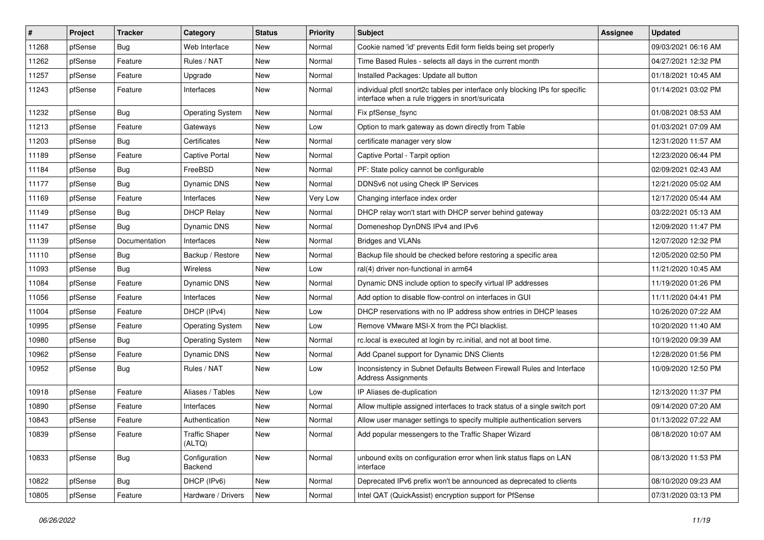| # | Project | Tracker | Category | Status | Priority | Subject | Assignee | Updated |
|---|---|---|---|---|---|---|---|---|
| 11268 | pfSense | Bug | Web Interface | New | Normal | Cookie named 'id' prevents Edit form fields being set properly | | 09/03/2021 06:16 AM |
| 11262 | pfSense | Feature | Rules / NAT | New | Normal | Time Based Rules - selects all days in the current month | | 04/27/2021 12:32 PM |
| 11257 | pfSense | Feature | Upgrade | New | Normal | Installed Packages: Update all button | | 01/18/2021 10:45 AM |
| 11243 | pfSense | Feature | Interfaces | New | Normal | individual pfctl snort2c tables per interface only blocking IPs for specific interface when a rule triggers in snort/suricata | | 01/14/2021 03:02 PM |
| 11232 | pfSense | Bug | Operating System | New | Normal | Fix pfSense_fsync | | 01/08/2021 08:53 AM |
| 11213 | pfSense | Feature | Gateways | New | Low | Option to mark gateway as down directly from Table | | 01/03/2021 07:09 AM |
| 11203 | pfSense | Bug | Certificates | New | Normal | certificate manager very slow | | 12/31/2020 11:57 AM |
| 11189 | pfSense | Feature | Captive Portal | New | Normal | Captive Portal - Tarpit option | | 12/23/2020 06:44 PM |
| 11184 | pfSense | Bug | FreeBSD | New | Normal | PF: State policy cannot be configurable | | 02/09/2021 02:43 AM |
| 11177 | pfSense | Bug | Dynamic DNS | New | Normal | DDNSv6 not using Check IP Services | | 12/21/2020 05:02 AM |
| 11169 | pfSense | Feature | Interfaces | New | Very Low | Changing interface index order | | 12/17/2020 05:44 AM |
| 11149 | pfSense | Bug | DHCP Relay | New | Normal | DHCP relay won't start with DHCP server behind gateway | | 03/22/2021 05:13 AM |
| 11147 | pfSense | Bug | Dynamic DNS | New | Normal | Domeneshop DynDNS IPv4 and IPv6 | | 12/09/2020 11:47 PM |
| 11139 | pfSense | Documentation | Interfaces | New | Normal | Bridges and VLANs | | 12/07/2020 12:32 PM |
| 11110 | pfSense | Bug | Backup / Restore | New | Normal | Backup file should be checked before restoring a specific area | | 12/05/2020 02:50 PM |
| 11093 | pfSense | Bug | Wireless | New | Low | ral(4) driver non-functional in arm64 | | 11/21/2020 10:45 AM |
| 11084 | pfSense | Feature | Dynamic DNS | New | Normal | Dynamic DNS include option to specify virtual IP addresses | | 11/19/2020 01:26 PM |
| 11056 | pfSense | Feature | Interfaces | New | Normal | Add option to disable flow-control on interfaces in GUI | | 11/11/2020 04:41 PM |
| 11004 | pfSense | Feature | DHCP (IPv4) | New | Low | DHCP reservations with no IP address show entries in DHCP leases | | 10/26/2020 07:22 AM |
| 10995 | pfSense | Feature | Operating System | New | Low | Remove VMware MSI-X from the PCI blacklist. | | 10/20/2020 11:40 AM |
| 10980 | pfSense | Bug | Operating System | New | Normal | rc.local is executed at login by rc.initial, and not at boot time. | | 10/19/2020 09:39 AM |
| 10962 | pfSense | Feature | Dynamic DNS | New | Normal | Add Cpanel support for Dynamic DNS Clients | | 12/28/2020 01:56 PM |
| 10952 | pfSense | Bug | Rules / NAT | New | Low | Inconsistency in Subnet Defaults Between Firewall Rules and Interface Address Assignments | | 10/09/2020 12:50 PM |
| 10918 | pfSense | Feature | Aliases / Tables | New | Low | IP Aliases de-duplication | | 12/13/2020 11:37 PM |
| 10890 | pfSense | Feature | Interfaces | New | Normal | Allow multiple assigned interfaces to track status of a single switch port | | 09/14/2020 07:20 AM |
| 10843 | pfSense | Feature | Authentication | New | Normal | Allow user manager settings to specify multiple authentication servers | | 01/13/2022 07:22 AM |
| 10839 | pfSense | Feature | Traffic Shaper (ALTQ) | New | Normal | Add popular messengers to the Traffic Shaper Wizard | | 08/18/2020 10:07 AM |
| 10833 | pfSense | Bug | Configuration Backend | New | Normal | unbound exits on configuration error when link status flaps on LAN interface | | 08/13/2020 11:53 PM |
| 10822 | pfSense | Bug | DHCP (IPv6) | New | Normal | Deprecated IPv6 prefix won't be announced as deprecated to clients | | 08/10/2020 09:23 AM |
| 10805 | pfSense | Feature | Hardware / Drivers | New | Normal | Intel QAT (QuickAssist) encryption support for PfSense | | 07/31/2020 03:13 PM |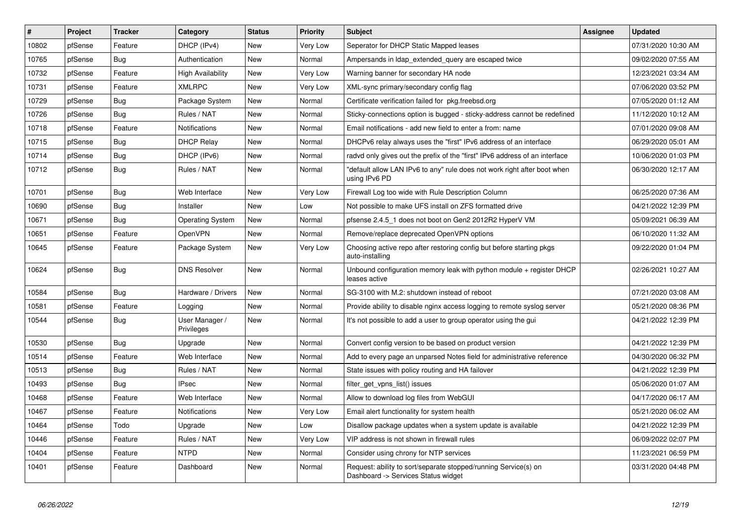| # | Project | Tracker | Category | Status | Priority | Subject | Assignee | Updated |
|---|---|---|---|---|---|---|---|---|
| 10802 | pfSense | Feature | DHCP (IPv4) | New | Very Low | Seperator for DHCP Static Mapped leases | | 07/31/2020 10:30 AM |
| 10765 | pfSense | Bug | Authentication | New | Normal | Ampersands in ldap_extended_query are escaped twice | | 09/02/2020 07:55 AM |
| 10732 | pfSense | Feature | High Availability | New | Very Low | Warning banner for secondary HA node | | 12/23/2021 03:34 AM |
| 10731 | pfSense | Feature | XMLRPC | New | Very Low | XML-sync primary/secondary config flag | | 07/06/2020 03:52 PM |
| 10729 | pfSense | Bug | Package System | New | Normal | Certificate verification failed for pkg.freebsd.org | | 07/05/2020 01:12 AM |
| 10726 | pfSense | Bug | Rules / NAT | New | Normal | Sticky-connections option is bugged - sticky-address cannot be redefined | | 11/12/2020 10:12 AM |
| 10718 | pfSense | Feature | Notifications | New | Normal | Email notifications - add new field to enter a from: name | | 07/01/2020 09:08 AM |
| 10715 | pfSense | Bug | DHCP Relay | New | Normal | DHCPv6 relay always uses the "first" IPv6 address of an interface | | 06/29/2020 05:01 AM |
| 10714 | pfSense | Bug | DHCP (IPv6) | New | Normal | radvd only gives out the prefix of the "first" IPv6 address of an interface | | 10/06/2020 01:03 PM |
| 10712 | pfSense | Bug | Rules / NAT | New | Normal | "default allow LAN IPv6 to any" rule does not work right after boot when using IPv6 PD | | 06/30/2020 12:17 AM |
| 10701 | pfSense | Bug | Web Interface | New | Very Low | Firewall Log too wide with Rule Description Column | | 06/25/2020 07:36 AM |
| 10690 | pfSense | Bug | Installer | New | Low | Not possible to make UFS install on ZFS formatted drive | | 04/21/2022 12:39 PM |
| 10671 | pfSense | Bug | Operating System | New | Normal | pfsense 2.4.5_1 does not boot on Gen2 2012R2 HyperV VM | | 05/09/2021 06:39 AM |
| 10651 | pfSense | Feature | OpenVPN | New | Normal | Remove/replace deprecated OpenVPN options | | 06/10/2020 11:32 AM |
| 10645 | pfSense | Feature | Package System | New | Very Low | Choosing active repo after restoring config but before starting pkgs auto-installing | | 09/22/2020 01:04 PM |
| 10624 | pfSense | Bug | DNS Resolver | New | Normal | Unbound configuration memory leak with python module + register DHCP leases active | | 02/26/2021 10:27 AM |
| 10584 | pfSense | Bug | Hardware / Drivers | New | Normal | SG-3100 with M.2: shutdown instead of reboot | | 07/21/2020 03:08 AM |
| 10581 | pfSense | Feature | Logging | New | Normal | Provide ability to disable nginx access logging to remote syslog server | | 05/21/2020 08:36 PM |
| 10544 | pfSense | Bug | User Manager / Privileges | New | Normal | It's not possible to add a user to group operator using the gui | | 04/21/2022 12:39 PM |
| 10530 | pfSense | Bug | Upgrade | New | Normal | Convert config version to be based on product version | | 04/21/2022 12:39 PM |
| 10514 | pfSense | Feature | Web Interface | New | Normal | Add to every page an unparsed Notes field for administrative reference | | 04/30/2020 06:32 PM |
| 10513 | pfSense | Bug | Rules / NAT | New | Normal | State issues with policy routing and HA failover | | 04/21/2022 12:39 PM |
| 10493 | pfSense | Bug | IPsec | New | Normal | filter_get_vpns_list() issues | | 05/06/2020 01:07 AM |
| 10468 | pfSense | Feature | Web Interface | New | Normal | Allow to download log files from WebGUI | | 04/17/2020 06:17 AM |
| 10467 | pfSense | Feature | Notifications | New | Very Low | Email alert functionality for system health | | 05/21/2020 06:02 AM |
| 10464 | pfSense | Todo | Upgrade | New | Low | Disallow package updates when a system update is available | | 04/21/2022 12:39 PM |
| 10446 | pfSense | Feature | Rules / NAT | New | Very Low | VIP address is not shown in firewall rules | | 06/09/2022 02:07 PM |
| 10404 | pfSense | Feature | NTPD | New | Normal | Consider using chrony for NTP services | | 11/23/2021 06:59 PM |
| 10401 | pfSense | Feature | Dashboard | New | Normal | Request: ability to sort/separate stopped/running Service(s) on Dashboard -> Services Status widget | | 03/31/2020 04:48 PM |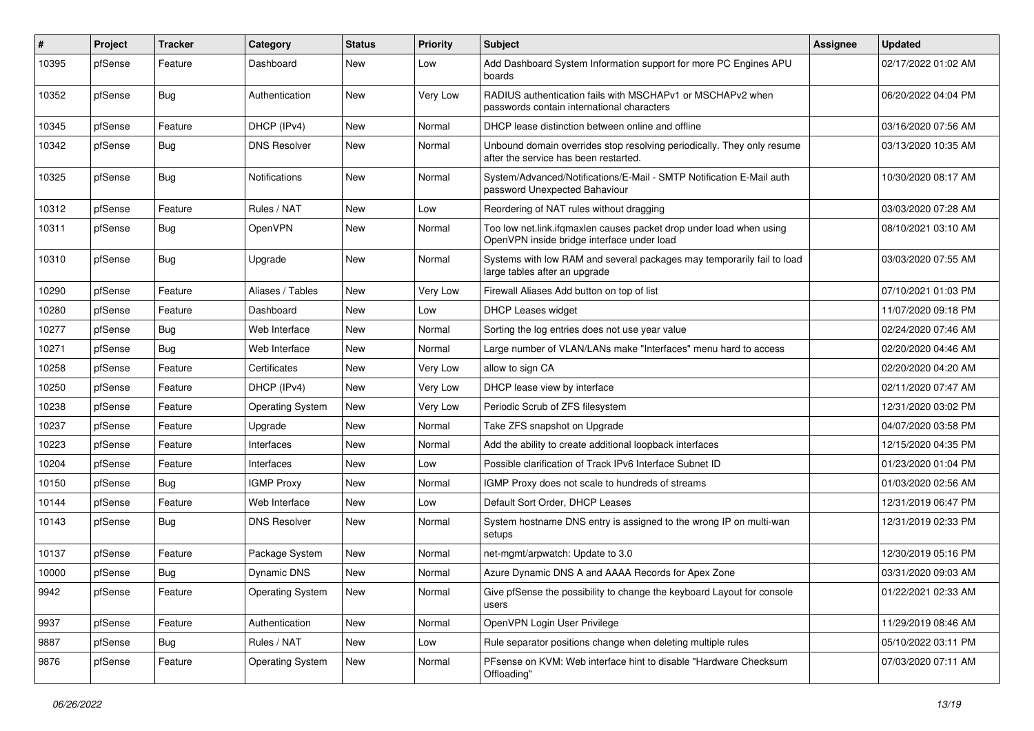| # | Project | Tracker | Category | Status | Priority | Subject | Assignee | Updated |
|---|---|---|---|---|---|---|---|---|
| 10395 | pfSense | Feature | Dashboard | New | Low | Add Dashboard System Information support for more PC Engines APU boards | | 02/17/2022 01:02 AM |
| 10352 | pfSense | Bug | Authentication | New | Very Low | RADIUS authentication fails with MSCHAPv1 or MSCHAPv2 when passwords contain international characters | | 06/20/2022 04:04 PM |
| 10345 | pfSense | Feature | DHCP (IPv4) | New | Normal | DHCP lease distinction between online and offline | | 03/16/2020 07:56 AM |
| 10342 | pfSense | Bug | DNS Resolver | New | Normal | Unbound domain overrides stop resolving periodically. They only resume after the service has been restarted. | | 03/13/2020 10:35 AM |
| 10325 | pfSense | Bug | Notifications | New | Normal | System/Advanced/Notifications/E-Mail - SMTP Notification E-Mail auth password Unexpected Bahaviour | | 10/30/2020 08:17 AM |
| 10312 | pfSense | Feature | Rules / NAT | New | Low | Reordering of NAT rules without dragging | | 03/03/2020 07:28 AM |
| 10311 | pfSense | Bug | OpenVPN | New | Normal | Too low net.link.ifqmaxlen causes packet drop under load when using OpenVPN inside bridge interface under load | | 08/10/2021 03:10 AM |
| 10310 | pfSense | Bug | Upgrade | New | Normal | Systems with low RAM and several packages may temporarily fail to load large tables after an upgrade | | 03/03/2020 07:55 AM |
| 10290 | pfSense | Feature | Aliases / Tables | New | Very Low | Firewall Aliases Add button on top of list | | 07/10/2021 01:03 PM |
| 10280 | pfSense | Feature | Dashboard | New | Low | DHCP Leases widget | | 11/07/2020 09:18 PM |
| 10277 | pfSense | Bug | Web Interface | New | Normal | Sorting the log entries does not use year value | | 02/24/2020 07:46 AM |
| 10271 | pfSense | Bug | Web Interface | New | Normal | Large number of VLAN/LANs make "Interfaces" menu hard to access | | 02/20/2020 04:46 AM |
| 10258 | pfSense | Feature | Certificates | New | Very Low | allow to sign CA | | 02/20/2020 04:20 AM |
| 10250 | pfSense | Feature | DHCP (IPv4) | New | Very Low | DHCP lease view by interface | | 02/11/2020 07:47 AM |
| 10238 | pfSense | Feature | Operating System | New | Very Low | Periodic Scrub of ZFS filesystem | | 12/31/2020 03:02 PM |
| 10237 | pfSense | Feature | Upgrade | New | Normal | Take ZFS snapshot on Upgrade | | 04/07/2020 03:58 PM |
| 10223 | pfSense | Feature | Interfaces | New | Normal | Add the ability to create additional loopback interfaces | | 12/15/2020 04:35 PM |
| 10204 | pfSense | Feature | Interfaces | New | Low | Possible clarification of Track IPv6 Interface Subnet ID | | 01/23/2020 01:04 PM |
| 10150 | pfSense | Bug | IGMP Proxy | New | Normal | IGMP Proxy does not scale to hundreds of streams | | 01/03/2020 02:56 AM |
| 10144 | pfSense | Feature | Web Interface | New | Low | Default Sort Order, DHCP Leases | | 12/31/2019 06:47 PM |
| 10143 | pfSense | Bug | DNS Resolver | New | Normal | System hostname DNS entry is assigned to the wrong IP on multi-wan setups | | 12/31/2019 02:33 PM |
| 10137 | pfSense | Feature | Package System | New | Normal | net-mgmt/arpwatch: Update to 3.0 | | 12/30/2019 05:16 PM |
| 10000 | pfSense | Bug | Dynamic DNS | New | Normal | Azure Dynamic DNS A and AAAA Records for Apex Zone | | 03/31/2020 09:03 AM |
| 9942 | pfSense | Feature | Operating System | New | Normal | Give pfSense the possibility to change the keyboard Layout for console users | | 01/22/2021 02:33 AM |
| 9937 | pfSense | Feature | Authentication | New | Normal | OpenVPN Login User Privilege | | 11/29/2019 08:46 AM |
| 9887 | pfSense | Bug | Rules / NAT | New | Low | Rule separator positions change when deleting multiple rules | | 05/10/2022 03:11 PM |
| 9876 | pfSense | Feature | Operating System | New | Normal | PFsense on KVM: Web interface hint to disable "Hardware Checksum Offloading" | | 07/03/2020 07:11 AM |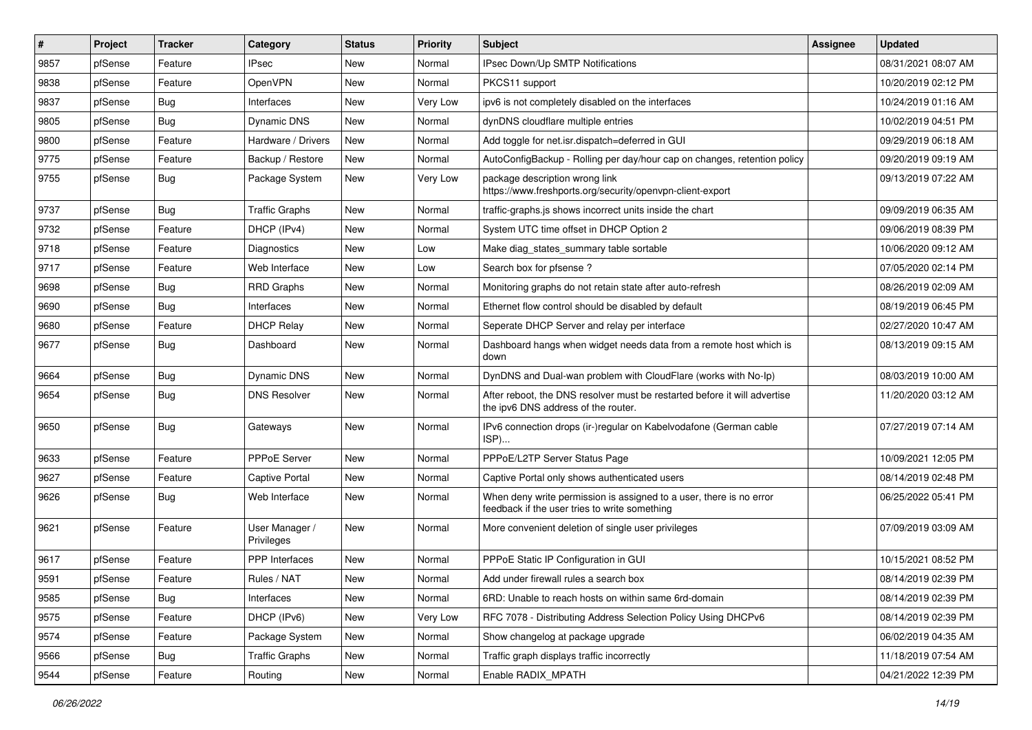| # | Project | Tracker | Category | Status | Priority | Subject | Assignee | Updated |
|---|---|---|---|---|---|---|---|---|
| 9857 | pfSense | Feature | IPsec | New | Normal | IPsec Down/Up SMTP Notifications | | 08/31/2021 08:07 AM |
| 9838 | pfSense | Feature | OpenVPN | New | Normal | PKCS11 support | | 10/20/2019 02:12 PM |
| 9837 | pfSense | Bug | Interfaces | New | Very Low | ipv6 is not completely disabled on the interfaces | | 10/24/2019 01:16 AM |
| 9805 | pfSense | Bug | Dynamic DNS | New | Normal | dynDNS cloudflare multiple entries | | 10/02/2019 04:51 PM |
| 9800 | pfSense | Feature | Hardware / Drivers | New | Normal | Add toggle for net.isr.dispatch=deferred in GUI | | 09/29/2019 06:18 AM |
| 9775 | pfSense | Feature | Backup / Restore | New | Normal | AutoConfigBackup - Rolling per day/hour cap on changes, retention policy | | 09/20/2019 09:19 AM |
| 9755 | pfSense | Bug | Package System | New | Very Low | package description wrong link https://www.freshports.org/security/openvpn-client-export | | 09/13/2019 07:22 AM |
| 9737 | pfSense | Bug | Traffic Graphs | New | Normal | traffic-graphs.js shows incorrect units inside the chart | | 09/09/2019 06:35 AM |
| 9732 | pfSense | Feature | DHCP (IPv4) | New | Normal | System UTC time offset in DHCP Option 2 | | 09/06/2019 08:39 PM |
| 9718 | pfSense | Feature | Diagnostics | New | Low | Make diag_states_summary table sortable | | 10/06/2020 09:12 AM |
| 9717 | pfSense | Feature | Web Interface | New | Low | Search box for pfsense ? | | 07/05/2020 02:14 PM |
| 9698 | pfSense | Bug | RRD Graphs | New | Normal | Monitoring graphs do not retain state after auto-refresh | | 08/26/2019 02:09 AM |
| 9690 | pfSense | Bug | Interfaces | New | Normal | Ethernet flow control should be disabled by default | | 08/19/2019 06:45 PM |
| 9680 | pfSense | Feature | DHCP Relay | New | Normal | Seperate DHCP Server and relay per interface | | 02/27/2020 10:47 AM |
| 9677 | pfSense | Bug | Dashboard | New | Normal | Dashboard hangs when widget needs data from a remote host which is down | | 08/13/2019 09:15 AM |
| 9664 | pfSense | Bug | Dynamic DNS | New | Normal | DynDNS and Dual-wan problem with CloudFlare (works with No-Ip) | | 08/03/2019 10:00 AM |
| 9654 | pfSense | Bug | DNS Resolver | New | Normal | After reboot, the DNS resolver must be restarted before it will advertise the ipv6 DNS address of the router. | | 11/20/2020 03:12 AM |
| 9650 | pfSense | Bug | Gateways | New | Normal | IPv6 connection drops (ir-)regular on Kabelvodafone (German cable ISP)... | | 07/27/2019 07:14 AM |
| 9633 | pfSense | Feature | PPPoE Server | New | Normal | PPPoE/L2TP Server Status Page | | 10/09/2021 12:05 PM |
| 9627 | pfSense | Feature | Captive Portal | New | Normal | Captive Portal only shows authenticated users | | 08/14/2019 02:48 PM |
| 9626 | pfSense | Bug | Web Interface | New | Normal | When deny write permission is assigned to a user, there is no error feedback if the user tries to write something | | 06/25/2022 05:41 PM |
| 9621 | pfSense | Feature | User Manager / Privileges | New | Normal | More convenient deletion of single user privileges | | 07/09/2019 03:09 AM |
| 9617 | pfSense | Feature | PPP Interfaces | New | Normal | PPPoE Static IP Configuration in GUI | | 10/15/2021 08:52 PM |
| 9591 | pfSense | Feature | Rules / NAT | New | Normal | Add under firewall rules a search box | | 08/14/2019 02:39 PM |
| 9585 | pfSense | Bug | Interfaces | New | Normal | 6RD: Unable to reach hosts on within same 6rd-domain | | 08/14/2019 02:39 PM |
| 9575 | pfSense | Feature | DHCP (IPv6) | New | Very Low | RFC 7078 - Distributing Address Selection Policy Using DHCPv6 | | 08/14/2019 02:39 PM |
| 9574 | pfSense | Feature | Package System | New | Normal | Show changelog at package upgrade | | 06/02/2019 04:35 AM |
| 9566 | pfSense | Bug | Traffic Graphs | New | Normal | Traffic graph displays traffic incorrectly | | 11/18/2019 07:54 AM |
| 9544 | pfSense | Feature | Routing | New | Normal | Enable RADIX_MPATH | | 04/21/2022 12:39 PM |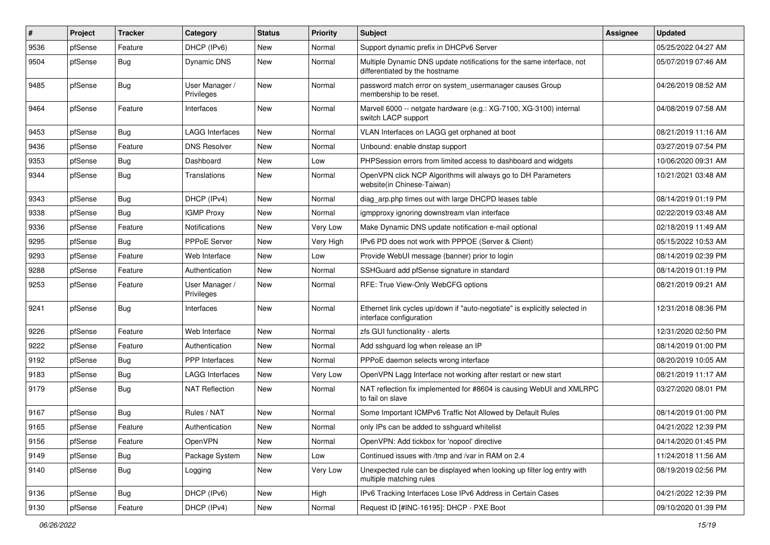| # | Project | Tracker | Category | Status | Priority | Subject | Assignee | Updated |
|---|---|---|---|---|---|---|---|---|
| 9536 | pfSense | Feature | DHCP (IPv6) | New | Normal | Support dynamic prefix in DHCPv6 Server | | 05/25/2022 04:27 AM |
| 9504 | pfSense | Bug | Dynamic DNS | New | Normal | Multiple Dynamic DNS update notifications for the same interface, not differentiated by the hostname | | 05/07/2019 07:46 AM |
| 9485 | pfSense | Bug | User Manager / Privileges | New | Normal | password match error on system_usermanager causes Group membership to be reset. | | 04/26/2019 08:52 AM |
| 9464 | pfSense | Feature | Interfaces | New | Normal | Marvell 6000 -- netgate hardware (e.g.: XG-7100, XG-3100) internal switch LACP support | | 04/08/2019 07:58 AM |
| 9453 | pfSense | Bug | LAGG Interfaces | New | Normal | VLAN Interfaces on LAGG get orphaned at boot | | 08/21/2019 11:16 AM |
| 9436 | pfSense | Feature | DNS Resolver | New | Normal | Unbound: enable dnstap support | | 03/27/2019 07:54 PM |
| 9353 | pfSense | Bug | Dashboard | New | Low | PHPSession errors from limited access to dashboard and widgets | | 10/06/2020 09:31 AM |
| 9344 | pfSense | Bug | Translations | New | Normal | OpenVPN click NCP Algorithms will always go to DH Parameters website(in Chinese-Taiwan) | | 10/21/2021 03:48 AM |
| 9343 | pfSense | Bug | DHCP (IPv4) | New | Normal | diag_arp.php times out with large DHCPD leases table | | 08/14/2019 01:19 PM |
| 9338 | pfSense | Bug | IGMP Proxy | New | Normal | igmpproxy ignoring downstream vlan interface | | 02/22/2019 03:48 AM |
| 9336 | pfSense | Feature | Notifications | New | Very Low | Make Dynamic DNS update notification e-mail optional | | 02/18/2019 11:49 AM |
| 9295 | pfSense | Bug | PPPoE Server | New | Very High | IPv6 PD does not work with PPPOE (Server & Client) | | 05/15/2022 10:53 AM |
| 9293 | pfSense | Feature | Web Interface | New | Low | Provide WebUI message (banner) prior to login | | 08/14/2019 02:39 PM |
| 9288 | pfSense | Feature | Authentication | New | Normal | SSHGuard add pfSense signature in standard | | 08/14/2019 01:19 PM |
| 9253 | pfSense | Feature | User Manager / Privileges | New | Normal | RFE: True View-Only WebCFG options | | 08/21/2019 09:21 AM |
| 9241 | pfSense | Bug | Interfaces | New | Normal | Ethernet link cycles up/down if "auto-negotiate" is explicitly selected in interface configuration | | 12/31/2018 08:36 PM |
| 9226 | pfSense | Feature | Web Interface | New | Normal | zfs GUI functionality - alerts | | 12/31/2020 02:50 PM |
| 9222 | pfSense | Feature | Authentication | New | Normal | Add sshguard log when release an IP | | 08/14/2019 01:00 PM |
| 9192 | pfSense | Bug | PPP Interfaces | New | Normal | PPPoE daemon selects wrong interface | | 08/20/2019 10:05 AM |
| 9183 | pfSense | Bug | LAGG Interfaces | New | Very Low | OpenVPN Lagg Interface not working after restart or new start | | 08/21/2019 11:17 AM |
| 9179 | pfSense | Bug | NAT Reflection | New | Normal | NAT reflection fix implemented for #8604 is causing WebUI and XMLRPC to fail on slave | | 03/27/2020 08:01 PM |
| 9167 | pfSense | Bug | Rules / NAT | New | Normal | Some Important ICMPv6 Traffic Not Allowed by Default Rules | | 08/14/2019 01:00 PM |
| 9165 | pfSense | Feature | Authentication | New | Normal | only IPs can be added to sshguard whitelist | | 04/21/2022 12:39 PM |
| 9156 | pfSense | Feature | OpenVPN | New | Normal | OpenVPN: Add tickbox for 'nopool' directive | | 04/14/2020 01:45 PM |
| 9149 | pfSense | Bug | Package System | New | Low | Continued issues with /tmp and /var in RAM on 2.4 | | 11/24/2018 11:56 AM |
| 9140 | pfSense | Bug | Logging | New | Very Low | Unexpected rule can be displayed when looking up filter log entry with multiple matching rules | | 08/19/2019 02:56 PM |
| 9136 | pfSense | Bug | DHCP (IPv6) | New | High | IPv6 Tracking Interfaces Lose IPv6 Address in Certain Cases | | 04/21/2022 12:39 PM |
| 9130 | pfSense | Feature | DHCP (IPv4) | New | Normal | Request ID [#INC-16195]: DHCP - PXE Boot | | 09/10/2020 01:39 PM |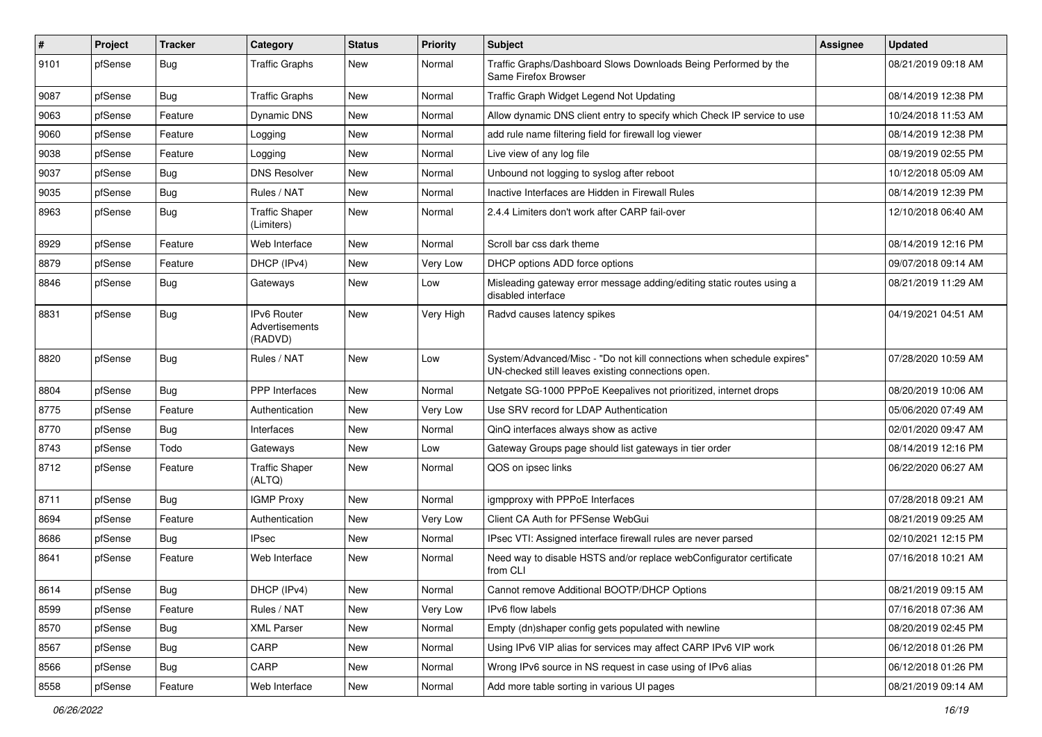| # | Project | Tracker | Category | Status | Priority | Subject | Assignee | Updated |
|---|---|---|---|---|---|---|---|---|
| 9101 | pfSense | Bug | Traffic Graphs | New | Normal | Traffic Graphs/Dashboard Slows Downloads Being Performed by the Same Firefox Browser | | 08/21/2019 09:18 AM |
| 9087 | pfSense | Bug | Traffic Graphs | New | Normal | Traffic Graph Widget Legend Not Updating | | 08/14/2019 12:38 PM |
| 9063 | pfSense | Feature | Dynamic DNS | New | Normal | Allow dynamic DNS client entry to specify which Check IP service to use | | 10/24/2018 11:53 AM |
| 9060 | pfSense | Feature | Logging | New | Normal | add rule name filtering field for firewall log viewer | | 08/14/2019 12:38 PM |
| 9038 | pfSense | Feature | Logging | New | Normal | Live view of any log file | | 08/19/2019 02:55 PM |
| 9037 | pfSense | Bug | DNS Resolver | New | Normal | Unbound not logging to syslog after reboot | | 10/12/2018 05:09 AM |
| 9035 | pfSense | Bug | Rules / NAT | New | Normal | Inactive Interfaces are Hidden in Firewall Rules | | 08/14/2019 12:39 PM |
| 8963 | pfSense | Bug | Traffic Shaper (Limiters) | New | Normal | 2.4.4 Limiters don't work after CARP fail-over | | 12/10/2018 06:40 AM |
| 8929 | pfSense | Feature | Web Interface | New | Normal | Scroll bar css dark theme | | 08/14/2019 12:16 PM |
| 8879 | pfSense | Feature | DHCP (IPv4) | New | Very Low | DHCP options ADD force options | | 09/07/2018 09:14 AM |
| 8846 | pfSense | Bug | Gateways | New | Low | Misleading gateway error message adding/editing static routes using a disabled interface | | 08/21/2019 11:29 AM |
| 8831 | pfSense | Bug | IPv6 Router Advertisements (RADVD) | New | Very High | Radvd causes latency spikes | | 04/19/2021 04:51 AM |
| 8820 | pfSense | Bug | Rules / NAT | New | Low | System/Advanced/Misc - "Do not kill connections when schedule expires" UN-checked still leaves existing connections open. | | 07/28/2020 10:59 AM |
| 8804 | pfSense | Bug | PPP Interfaces | New | Normal | Netgate SG-1000 PPPoE Keepalives not prioritized, internet drops | | 08/20/2019 10:06 AM |
| 8775 | pfSense | Feature | Authentication | New | Very Low | Use SRV record for LDAP Authentication | | 05/06/2020 07:49 AM |
| 8770 | pfSense | Bug | Interfaces | New | Normal | QinQ interfaces always show as active | | 02/01/2020 09:47 AM |
| 8743 | pfSense | Todo | Gateways | New | Low | Gateway Groups page should list gateways in tier order | | 08/14/2019 12:16 PM |
| 8712 | pfSense | Feature | Traffic Shaper (ALTQ) | New | Normal | QOS on ipsec links | | 06/22/2020 06:27 AM |
| 8711 | pfSense | Bug | IGMP Proxy | New | Normal | igmpproxy with PPPoE Interfaces | | 07/28/2018 09:21 AM |
| 8694 | pfSense | Feature | Authentication | New | Very Low | Client CA Auth for PFSense WebGui | | 08/21/2019 09:25 AM |
| 8686 | pfSense | Bug | IPsec | New | Normal | IPsec VTI: Assigned interface firewall rules are never parsed | | 02/10/2021 12:15 PM |
| 8641 | pfSense | Feature | Web Interface | New | Normal | Need way to disable HSTS and/or replace webConfigurator certificate from CLI | | 07/16/2018 10:21 AM |
| 8614 | pfSense | Bug | DHCP (IPv4) | New | Normal | Cannot remove Additional BOOTP/DHCP Options | | 08/21/2019 09:15 AM |
| 8599 | pfSense | Feature | Rules / NAT | New | Very Low | IPv6 flow labels | | 07/16/2018 07:36 AM |
| 8570 | pfSense | Bug | XML Parser | New | Normal | Empty (dn)shaper config gets populated with newline | | 08/20/2019 02:45 PM |
| 8567 | pfSense | Bug | CARP | New | Normal | Using IPv6 VIP alias for services may affect CARP IPv6 VIP work | | 06/12/2018 01:26 PM |
| 8566 | pfSense | Bug | CARP | New | Normal | Wrong IPv6 source in NS request in case using of IPv6 alias | | 06/12/2018 01:26 PM |
| 8558 | pfSense | Feature | Web Interface | New | Normal | Add more table sorting in various UI pages | | 08/21/2019 09:14 AM |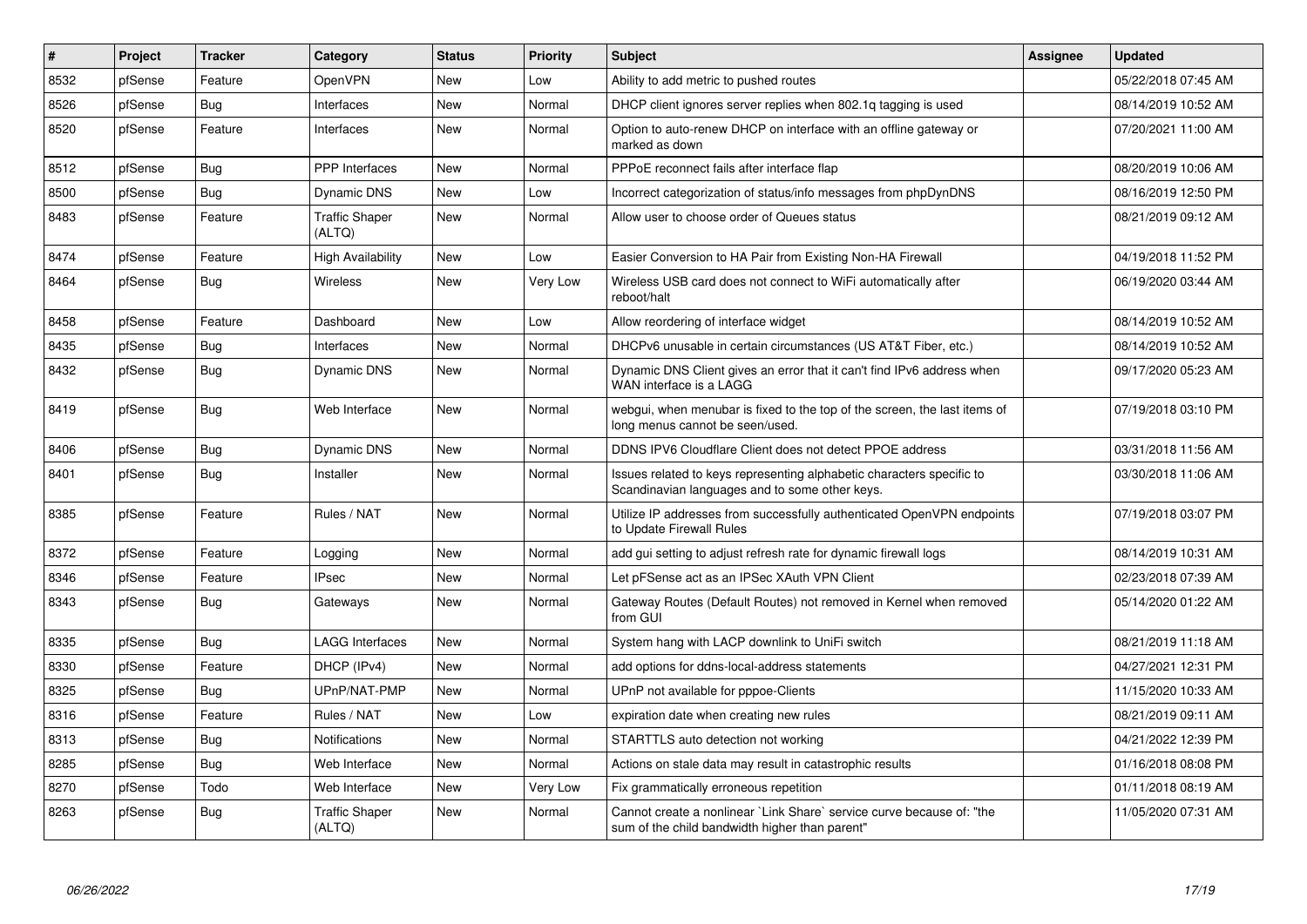| # | Project | Tracker | Category | Status | Priority | Subject | Assignee | Updated |
|---|---|---|---|---|---|---|---|---|
| 8532 | pfSense | Feature | OpenVPN | New | Low | Ability to add metric to pushed routes | | 05/22/2018 07:45 AM |
| 8526 | pfSense | Bug | Interfaces | New | Normal | DHCP client ignores server replies when 802.1q tagging is used | | 08/14/2019 10:52 AM |
| 8520 | pfSense | Feature | Interfaces | New | Normal | Option to auto-renew DHCP on interface with an offline gateway or marked as down | | 07/20/2021 11:00 AM |
| 8512 | pfSense | Bug | PPP Interfaces | New | Normal | PPPoE reconnect fails after interface flap | | 08/20/2019 10:06 AM |
| 8500 | pfSense | Bug | Dynamic DNS | New | Low | Incorrect categorization of status/info messages from phpDynDNS | | 08/16/2019 12:50 PM |
| 8483 | pfSense | Feature | Traffic Shaper (ALTQ) | New | Normal | Allow user to choose order of Queues status | | 08/21/2019 09:12 AM |
| 8474 | pfSense | Feature | High Availability | New | Low | Easier Conversion to HA Pair from Existing Non-HA Firewall | | 04/19/2018 11:52 PM |
| 8464 | pfSense | Bug | Wireless | New | Very Low | Wireless USB card does not connect to WiFi automatically after reboot/halt | | 06/19/2020 03:44 AM |
| 8458 | pfSense | Feature | Dashboard | New | Low | Allow reordering of interface widget | | 08/14/2019 10:52 AM |
| 8435 | pfSense | Bug | Interfaces | New | Normal | DHCPv6 unusable in certain circumstances (US AT&T Fiber, etc.) | | 08/14/2019 10:52 AM |
| 8432 | pfSense | Bug | Dynamic DNS | New | Normal | Dynamic DNS Client gives an error that it can't find IPv6 address when WAN interface is a LAGG | | 09/17/2020 05:23 AM |
| 8419 | pfSense | Bug | Web Interface | New | Normal | webgui, when menubar is fixed to the top of the screen, the last items of long menus cannot be seen/used. | | 07/19/2018 03:10 PM |
| 8406 | pfSense | Bug | Dynamic DNS | New | Normal | DDNS IPV6 Cloudflare Client does not detect PPOE address | | 03/31/2018 11:56 AM |
| 8401 | pfSense | Bug | Installer | New | Normal | Issues related to keys representing alphabetic characters specific to Scandinavian languages and to some other keys. | | 03/30/2018 11:06 AM |
| 8385 | pfSense | Feature | Rules / NAT | New | Normal | Utilize IP addresses from successfully authenticated OpenVPN endpoints to Update Firewall Rules | | 07/19/2018 03:07 PM |
| 8372 | pfSense | Feature | Logging | New | Normal | add gui setting to adjust refresh rate for dynamic firewall logs | | 08/14/2019 10:31 AM |
| 8346 | pfSense | Feature | IPsec | New | Normal | Let pFSense act as an IPSec XAuth VPN Client | | 02/23/2018 07:39 AM |
| 8343 | pfSense | Bug | Gateways | New | Normal | Gateway Routes (Default Routes) not removed in Kernel when removed from GUI | | 05/14/2020 01:22 AM |
| 8335 | pfSense | Bug | LAGG Interfaces | New | Normal | System hang with LACP downlink to UniFi switch | | 08/21/2019 11:18 AM |
| 8330 | pfSense | Feature | DHCP (IPv4) | New | Normal | add options for ddns-local-address statements | | 04/27/2021 12:31 PM |
| 8325 | pfSense | Bug | UPnP/NAT-PMP | New | Normal | UPnP not available for pppoe-Clients | | 11/15/2020 10:33 AM |
| 8316 | pfSense | Feature | Rules / NAT | New | Low | expiration date when creating new rules | | 08/21/2019 09:11 AM |
| 8313 | pfSense | Bug | Notifications | New | Normal | STARTTLS auto detection not working | | 04/21/2022 12:39 PM |
| 8285 | pfSense | Bug | Web Interface | New | Normal | Actions on stale data may result in catastrophic results | | 01/16/2018 08:08 PM |
| 8270 | pfSense | Todo | Web Interface | New | Very Low | Fix grammatically erroneous repetition | | 01/11/2018 08:19 AM |
| 8263 | pfSense | Bug | Traffic Shaper (ALTQ) | New | Normal | Cannot create a nonlinear `Link Share` service curve because of: "the sum of the child bandwidth higher than parent" | | 11/05/2020 07:31 AM |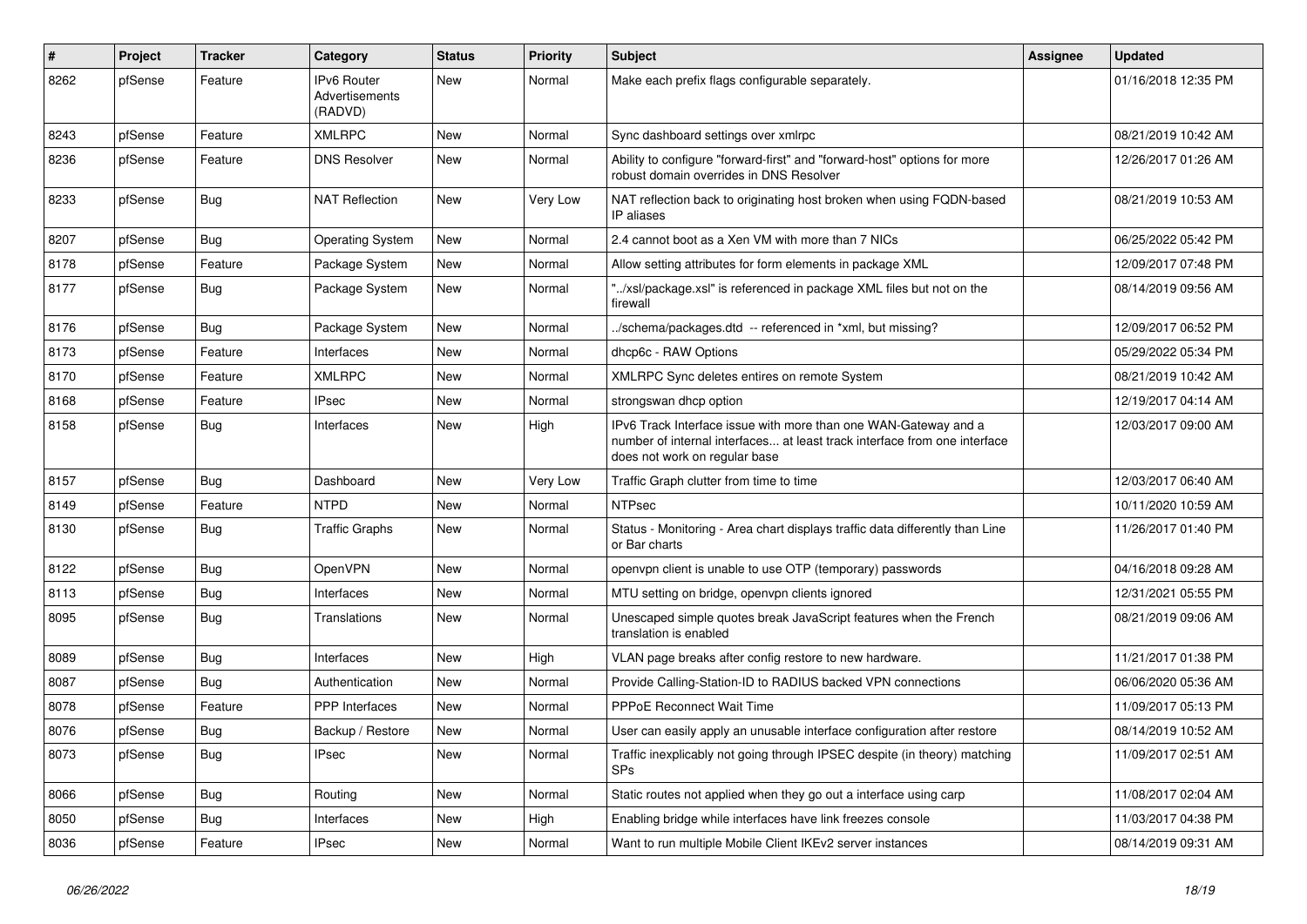| # | Project | Tracker | Category | Status | Priority | Subject | Assignee | Updated |
|---|---|---|---|---|---|---|---|---|
| 8262 | pfSense | Feature | IPv6 Router Advertisements (RADVD) | New | Normal | Make each prefix flags configurable separately. | | 01/16/2018 12:35 PM |
| 8243 | pfSense | Feature | XMLRPC | New | Normal | Sync dashboard settings over xmlrpc | | 08/21/2019 10:42 AM |
| 8236 | pfSense | Feature | DNS Resolver | New | Normal | Ability to configure "forward-first" and "forward-host" options for more robust domain overrides in DNS Resolver | | 12/26/2017 01:26 AM |
| 8233 | pfSense | Bug | NAT Reflection | New | Very Low | NAT reflection back to originating host broken when using FQDN-based IP aliases | | 08/21/2019 10:53 AM |
| 8207 | pfSense | Bug | Operating System | New | Normal | 2.4 cannot boot as a Xen VM with more than 7 NICs | | 06/25/2022 05:42 PM |
| 8178 | pfSense | Feature | Package System | New | Normal | Allow setting attributes for form elements in package XML | | 12/09/2017 07:48 PM |
| 8177 | pfSense | Bug | Package System | New | Normal | "../xsl/package.xsl" is referenced in package XML files but not on the firewall | | 08/14/2019 09:56 AM |
| 8176 | pfSense | Bug | Package System | New | Normal | ../schema/packages.dtd -- referenced in *xml, but missing? | | 12/09/2017 06:52 PM |
| 8173 | pfSense | Feature | Interfaces | New | Normal | dhcp6c - RAW Options | | 05/29/2022 05:34 PM |
| 8170 | pfSense | Feature | XMLRPC | New | Normal | XMLRPC Sync deletes entires on remote System | | 08/21/2019 10:42 AM |
| 8168 | pfSense | Feature | IPsec | New | Normal | strongswan dhcp option | | 12/19/2017 04:14 AM |
| 8158 | pfSense | Bug | Interfaces | New | High | IPv6 Track Interface issue with more than one WAN-Gateway and a number of internal interfaces... at least track interface from one interface does not work on regular base | | 12/03/2017 09:00 AM |
| 8157 | pfSense | Bug | Dashboard | New | Very Low | Traffic Graph clutter from time to time | | 12/03/2017 06:40 AM |
| 8149 | pfSense | Feature | NTPD | New | Normal | NTPsec | | 10/11/2020 10:59 AM |
| 8130 | pfSense | Bug | Traffic Graphs | New | Normal | Status - Monitoring - Area chart displays traffic data differently than Line or Bar charts | | 11/26/2017 01:40 PM |
| 8122 | pfSense | Bug | OpenVPN | New | Normal | openvpn client is unable to use OTP (temporary) passwords | | 04/16/2018 09:28 AM |
| 8113 | pfSense | Bug | Interfaces | New | Normal | MTU setting on bridge, openvpn clients ignored | | 12/31/2021 05:55 PM |
| 8095 | pfSense | Bug | Translations | New | Normal | Unescaped simple quotes break JavaScript features when the French translation is enabled | | 08/21/2019 09:06 AM |
| 8089 | pfSense | Bug | Interfaces | New | High | VLAN page breaks after config restore to new hardware. | | 11/21/2017 01:38 PM |
| 8087 | pfSense | Bug | Authentication | New | Normal | Provide Calling-Station-ID to RADIUS backed VPN connections | | 06/06/2020 05:36 AM |
| 8078 | pfSense | Feature | PPP Interfaces | New | Normal | PPPoE Reconnect Wait Time | | 11/09/2017 05:13 PM |
| 8076 | pfSense | Bug | Backup / Restore | New | Normal | User can easily apply an unusable interface configuration after restore | | 08/14/2019 10:52 AM |
| 8073 | pfSense | Bug | IPsec | New | Normal | Traffic inexplicably not going through IPSEC despite (in theory) matching SPs | | 11/09/2017 02:51 AM |
| 8066 | pfSense | Bug | Routing | New | Normal | Static routes not applied when they go out a interface using carp | | 11/08/2017 02:04 AM |
| 8050 | pfSense | Bug | Interfaces | New | High | Enabling bridge while interfaces have link freezes console | | 11/03/2017 04:38 PM |
| 8036 | pfSense | Feature | IPsec | New | Normal | Want to run multiple Mobile Client IKEv2 server instances | | 08/14/2019 09:31 AM |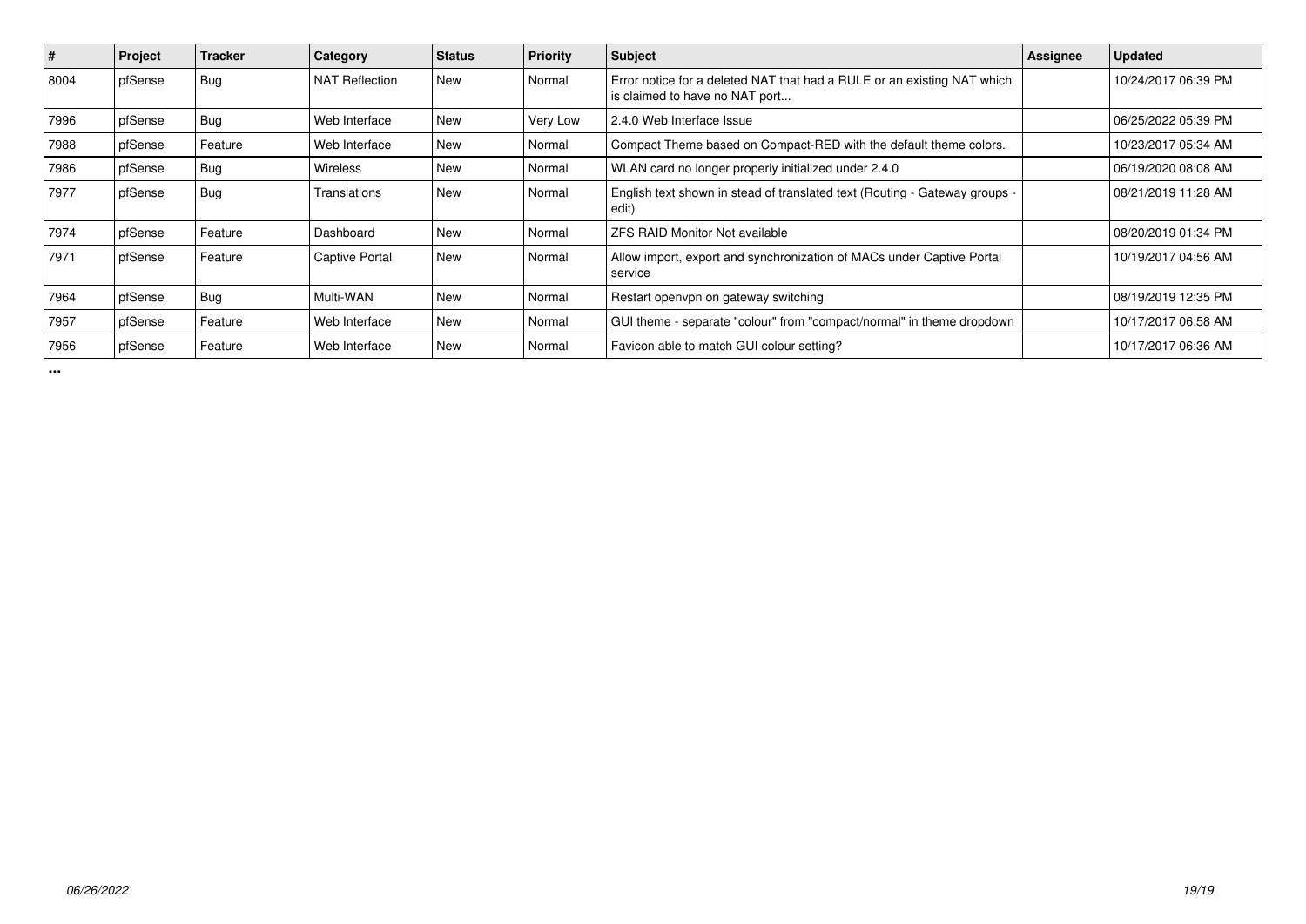| # | Project | Tracker | Category | Status | Priority | Subject | Assignee | Updated |
|---|---|---|---|---|---|---|---|---|
| 8004 | pfSense | Bug | NAT Reflection | New | Normal | Error notice for a deleted NAT that had a RULE or an existing NAT which is claimed to have no NAT port... | | 10/24/2017 06:39 PM |
| 7996 | pfSense | Bug | Web Interface | New | Very Low | 2.4.0 Web Interface Issue | | 06/25/2022 05:39 PM |
| 7988 | pfSense | Feature | Web Interface | New | Normal | Compact Theme based on Compact-RED with the default theme colors. | | 10/23/2017 05:34 AM |
| 7986 | pfSense | Bug | Wireless | New | Normal | WLAN card no longer properly initialized under 2.4.0 | | 06/19/2020 08:08 AM |
| 7977 | pfSense | Bug | Translations | New | Normal | English text shown in stead of translated text (Routing - Gateway groups - edit) | | 08/21/2019 11:28 AM |
| 7974 | pfSense | Feature | Dashboard | New | Normal | ZFS RAID Monitor Not available | | 08/20/2019 01:34 PM |
| 7971 | pfSense | Feature | Captive Portal | New | Normal | Allow import, export and synchronization of MACs under Captive Portal service | | 10/19/2017 04:56 AM |
| 7964 | pfSense | Bug | Multi-WAN | New | Normal | Restart openvpn on gateway switching | | 08/19/2019 12:35 PM |
| 7957 | pfSense | Feature | Web Interface | New | Normal | GUI theme - separate "colour" from "compact/normal" in theme dropdown | | 10/17/2017 06:58 AM |
| 7956 | pfSense | Feature | Web Interface | New | Normal | Favicon able to match GUI colour setting? | | 10/17/2017 06:36 AM |

...